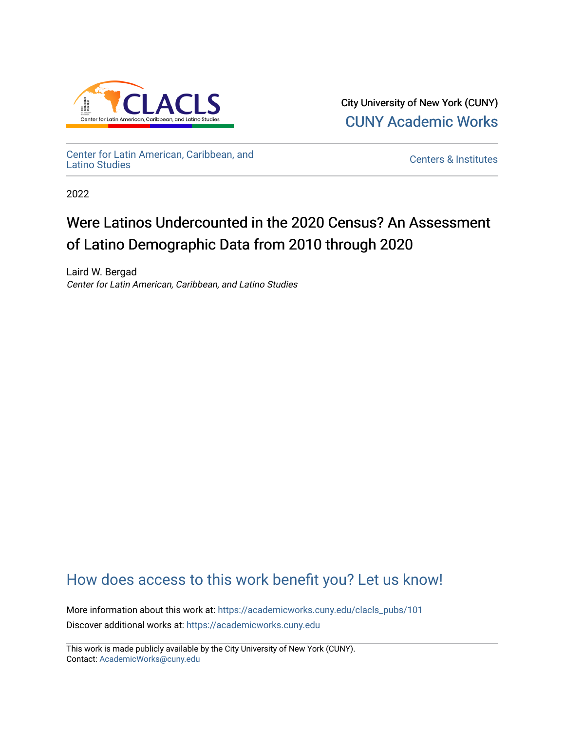City University of New York (CUNY)

CUNY Academic Works

Center for Latin American, Caribbean, and Latino Studies

Centers & Institutes

2022

# Were Latinos Undercounted in the 2020 Census? An Assessment of Latino Demographic Data from 2010 through 2020

Laird W. Bergad

*Center for Latin American, Caribbean, and Latino Studies*

How does access to this work benefit you? Let us know!

More information about this work at: https://academicworks.cuny.edu/clacls_pubs/101

Discover additional works at: https://academicworks.cuny.edu

This work is made publicly available by the City University of New York (CUNY).
Contact: AcademicWorks@cuny.edu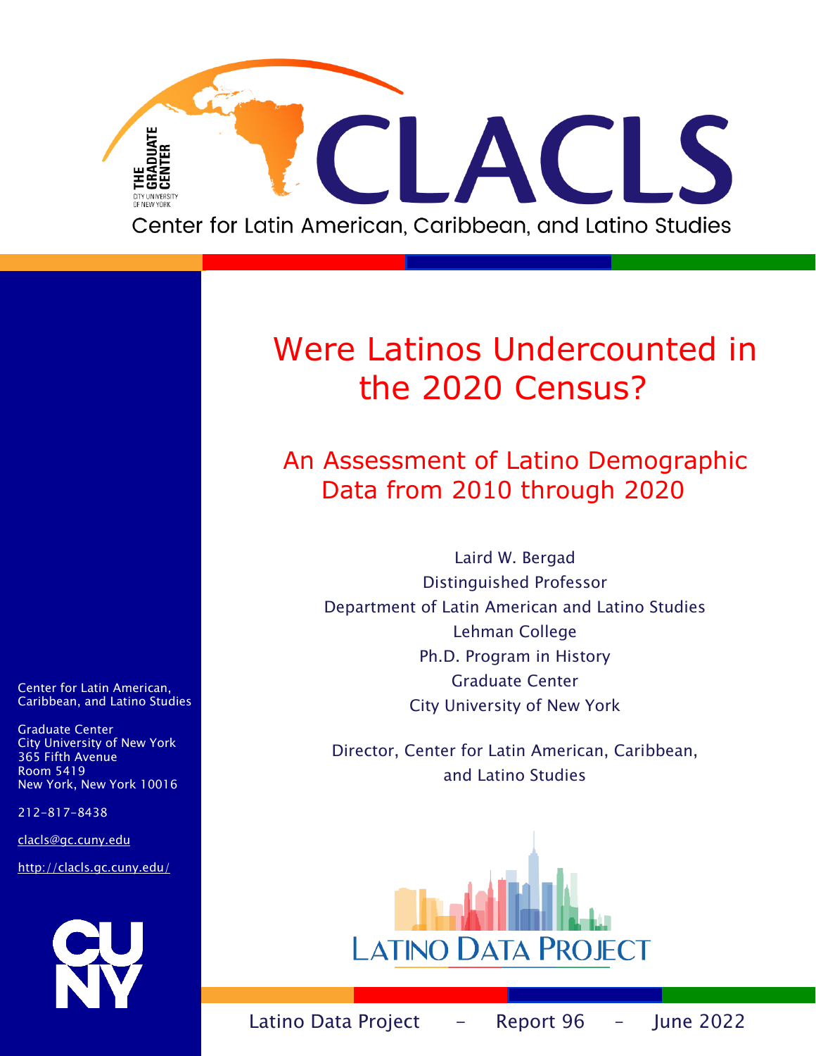Center for Latin American, Caribbean, and Latino Studies

# Were Latinos Undercounted in the 2020 Census?

## An Assessment of Latino Demographic Data from 2010 through 2020

Laird W. Bergad
Distinguished Professor
Department of Latin American and Latino Studies
Lehman College
Ph.D. Program in History
Graduate Center
City University of New York

Director, Center for Latin American, Caribbean, and Latino Studies

Center for Latin American, Caribbean, and Latino Studies

Graduate Center
City University of New York
365 Fifth Avenue
Room 5419
New York, New York 10016

212-817-8438

clacls@gc.cuny.edu

http://clacls.gc.cuny.edu/

Latino Data Project – Report 96 – June 2022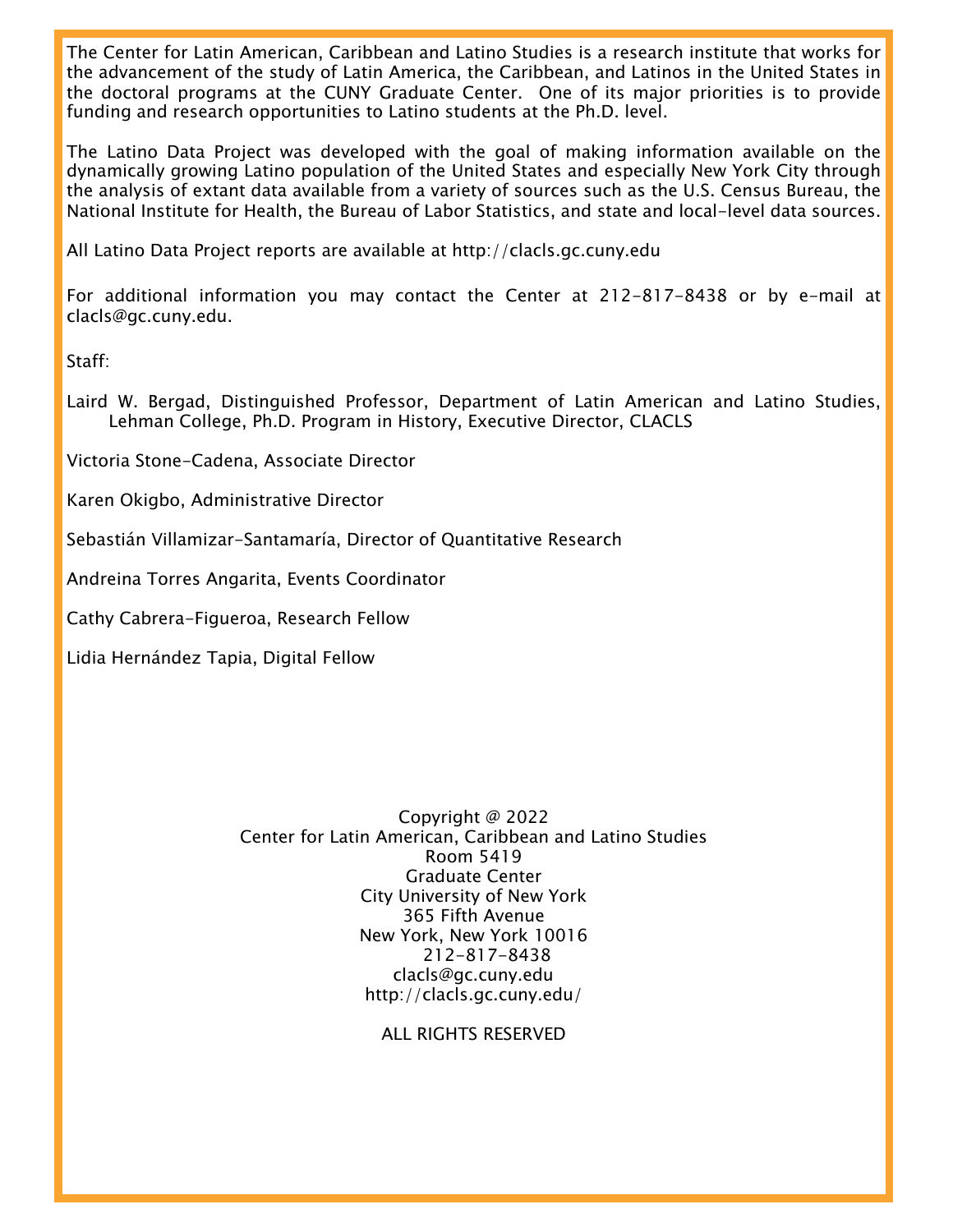The Center for Latin American, Caribbean and Latino Studies is a research institute that works for the advancement of the study of Latin America, the Caribbean, and Latinos in the United States in the doctoral programs at the CUNY Graduate Center. One of its major priorities is to provide funding and research opportunities to Latino students at the Ph.D. level.

The Latino Data Project was developed with the goal of making information available on the dynamically growing Latino population of the United States and especially New York City through the analysis of extant data available from a variety of sources such as the U.S. Census Bureau, the National Institute for Health, the Bureau of Labor Statistics, and state and local-level data sources.

All Latino Data Project reports are available at http://clacls.gc.cuny.edu

For additional information you may contact the Center at 212-817-8438 or by e-mail at clacls@gc.cuny.edu.

Staff:

Laird W. Bergad, Distinguished Professor, Department of Latin American and Latino Studies, Lehman College, Ph.D. Program in History, Executive Director, CLACLS

Victoria Stone-Cadena, Associate Director

Karen Okigbo, Administrative Director

Sebastián Villamizar-Santamaría, Director of Quantitative Research

Andreina Torres Angarita, Events Coordinator

Cathy Cabrera-Figueroa, Research Fellow

Lidia Hernández Tapia, Digital Fellow

Copyright @ 2022
Center for Latin American, Caribbean and Latino Studies
Room 5419
Graduate Center
City University of New York
365 Fifth Avenue
New York, New York 10016
212-817-8438
clacls@gc.cuny.edu
http://clacls.gc.cuny.edu/

ALL RIGHTS RESERVED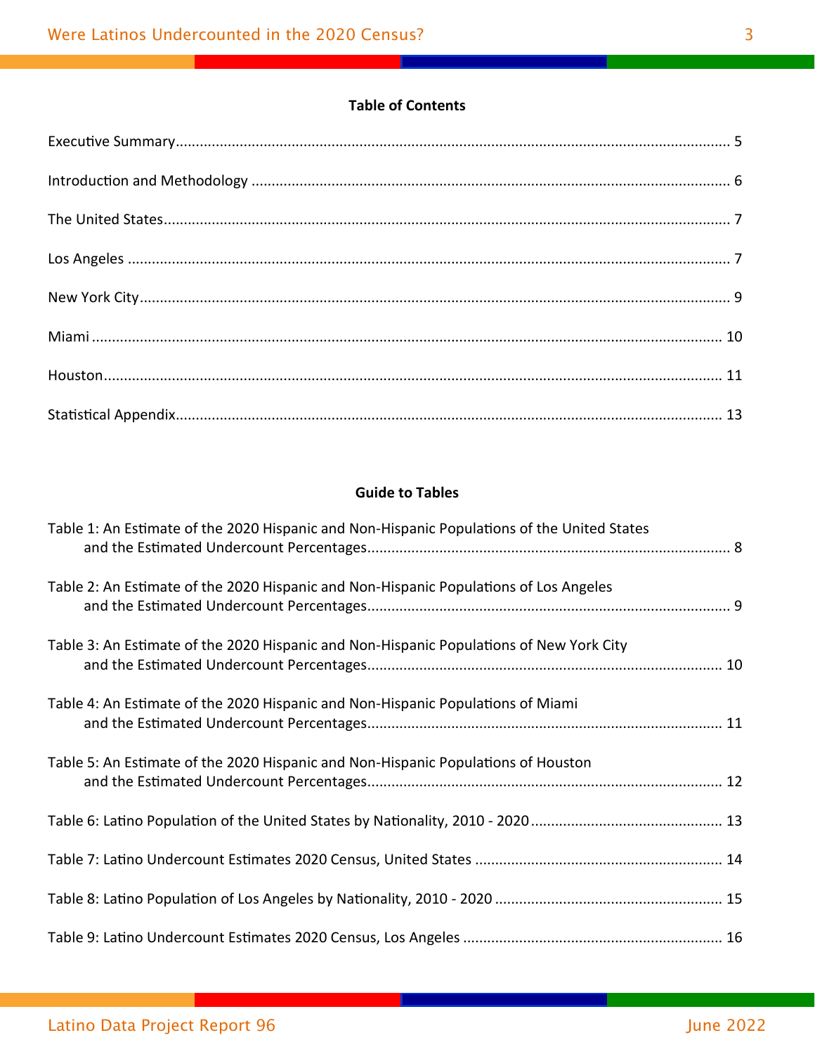**Table of Contents**

Executive Summary ........................................................ 5

Introduction and Methodology ........................................................ 6

The United States ........................................................ 7

Los Angeles ........................................................ 7

New York City ........................................................ 9

Miami ........................................................ 10

Houston ........................................................ 11

Statistical Appendix ........................................................ 13

**Guide to Tables**

Table 1: An Estimate of the 2020 Hispanic and Non-Hispanic Populations of the United States and the Estimated Undercount Percentages ........................................................ 8

Table 2: An Estimate of the 2020 Hispanic and Non-Hispanic Populations of Los Angeles and the Estimated Undercount Percentages ........................................................ 9

Table 3: An Estimate of the 2020 Hispanic and Non-Hispanic Populations of New York City and the Estimated Undercount Percentages ........................................................ 10

Table 4: An Estimate of the 2020 Hispanic and Non-Hispanic Populations of Miami and the Estimated Undercount Percentages ........................................................ 11

Table 5: An Estimate of the 2020 Hispanic and Non-Hispanic Populations of Houston and the Estimated Undercount Percentages ........................................................ 12

Table 6: Latino Population of the United States by Nationality, 2010 - 2020 ........................................................ 13

Table 7: Latino Undercount Estimates 2020 Census, United States ........................................................ 14

Table 8: Latino Population of Los Angeles by Nationality, 2010 - 2020 ........................................................ 15

Table 9: Latino Undercount Estimates 2020 Census, Los Angeles ........................................................ 16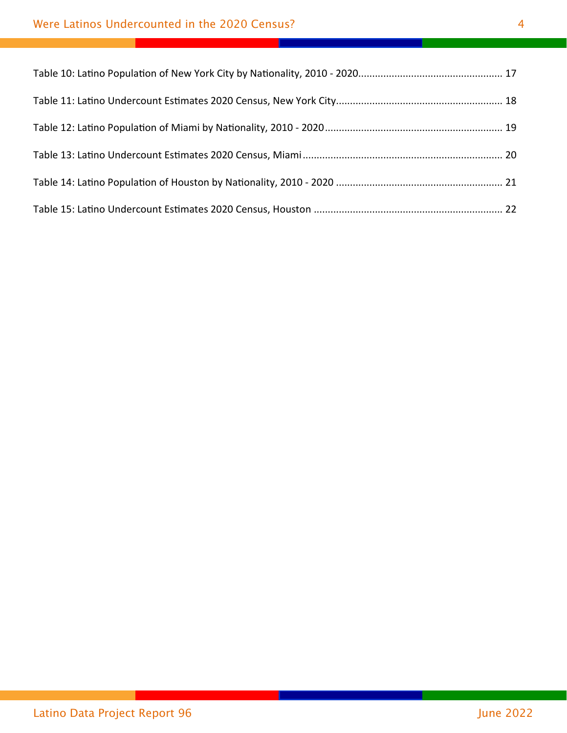Table 10: Latino Population of New York City by Nationality, 2010 - 2020.................................................. 17

Table 11: Latino Undercount Estimates 2020 Census, New York City........................................................... 18

Table 12: Latino Population of Miami by Nationality, 2010 - 2020................................................................ 19

Table 13: Latino Undercount Estimates 2020 Census, Miami........................................................................ 20

Table 14: Latino Population of Houston by Nationality, 2010 - 2020 ............................................................ 21

Table 15: Latino Undercount Estimates 2020 Census, Houston .................................................................... 22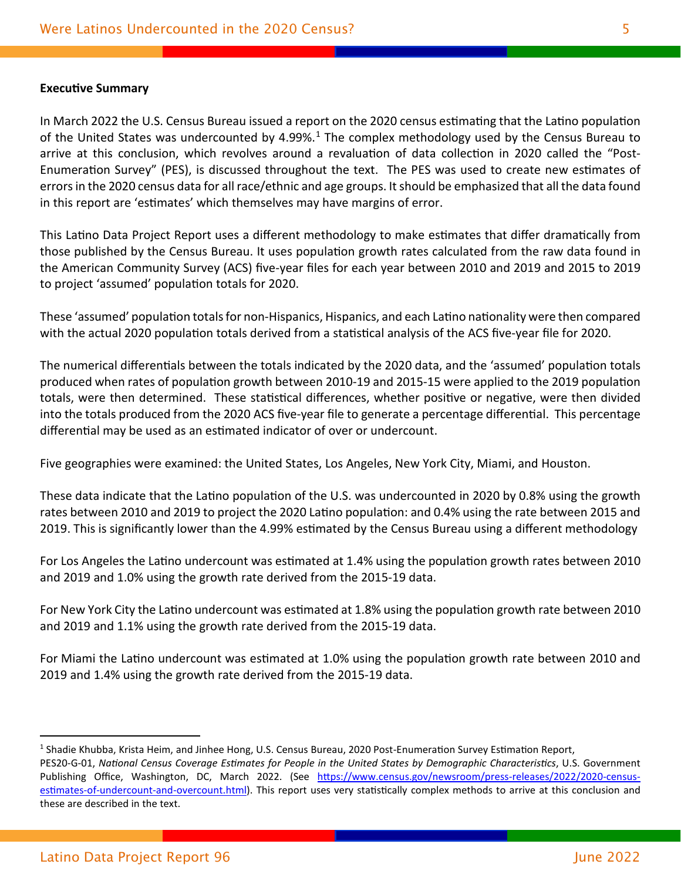**Executive Summary**

In March 2022 the U.S. Census Bureau issued a report on the 2020 census estimating that the Latino population of the United States was undercounted by 4.99%.[1] The complex methodology used by the Census Bureau to arrive at this conclusion, which revolves around a revaluation of data collection in 2020 called the "Post-Enumeration Survey" (PES), is discussed throughout the text. The PES was used to create new estimates of errors in the 2020 census data for all race/ethnic and age groups. It should be emphasized that all the data found in this report are 'estimates' which themselves may have margins of error.

This Latino Data Project Report uses a different methodology to make estimates that differ dramatically from those published by the Census Bureau. It uses population growth rates calculated from the raw data found in the American Community Survey (ACS) five-year files for each year between 2010 and 2019 and 2015 to 2019 to project 'assumed' population totals for 2020.

These 'assumed' population totals for non-Hispanics, Hispanics, and each Latino nationality were then compared with the actual 2020 population totals derived from a statistical analysis of the ACS five-year file for 2020.

The numerical differentials between the totals indicated by the 2020 data, and the 'assumed' population totals produced when rates of population growth between 2010-19 and 2015-15 were applied to the 2019 population totals, were then determined. These statistical differences, whether positive or negative, were then divided into the totals produced from the 2020 ACS five-year file to generate a percentage differential. This percentage differential may be used as an estimated indicator of over or undercount.

Five geographies were examined: the United States, Los Angeles, New York City, Miami, and Houston.

These data indicate that the Latino population of the U.S. was undercounted in 2020 by 0.8% using the growth rates between 2010 and 2019 to project the 2020 Latino population: and 0.4% using the rate between 2015 and 2019. This is significantly lower than the 4.99% estimated by the Census Bureau using a different methodology

For Los Angeles the Latino undercount was estimated at 1.4% using the population growth rates between 2010 and 2019 and 1.0% using the growth rate derived from the 2015-19 data.

For New York City the Latino undercount was estimated at 1.8% using the population growth rate between 2010 and 2019 and 1.1% using the growth rate derived from the 2015-19 data.

For Miami the Latino undercount was estimated at 1.0% using the population growth rate between 2010 and 2019 and 1.4% using the growth rate derived from the 2015-19 data.

---

[1] Shadie Khubba, Krista Heim, and Jinhee Hong, U.S. Census Bureau, 2020 Post-Enumeration Survey Estimation Report, PES20-G-01, *National Census Coverage Estimates for People in the United States by Demographic Characteristics*, U.S. Government Publishing Office, Washington, DC, March 2022. (See https://www.census.gov/newsroom/press-releases/2022/2020-census-estimates-of-undercount-and-overcount.html). This report uses very statistically complex methods to arrive at this conclusion and these are described in the text.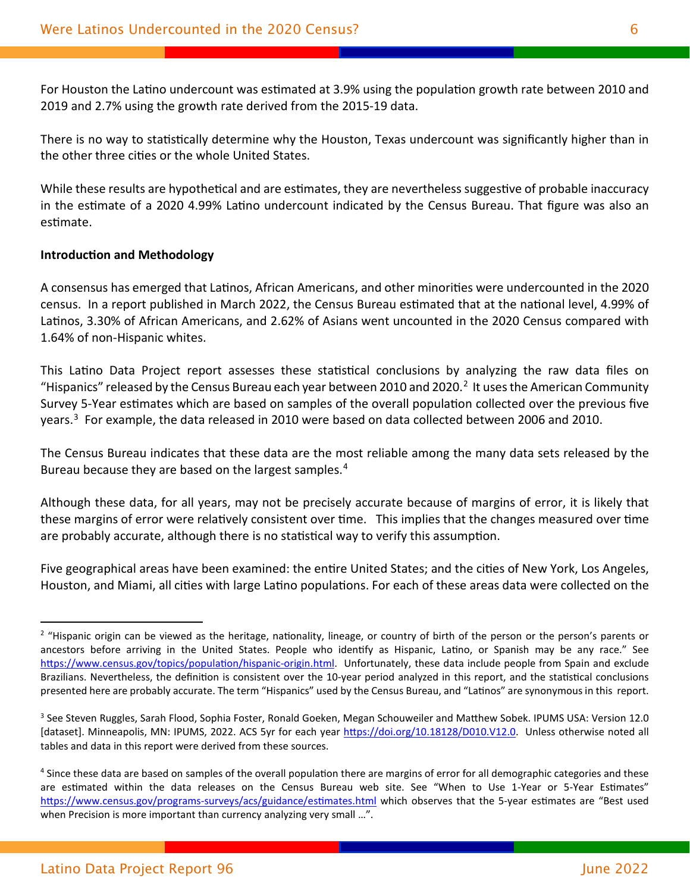For Houston the Latino undercount was estimated at 3.9% using the population growth rate between 2010 and 2019 and 2.7% using the growth rate derived from the 2015-19 data.

There is no way to statistically determine why the Houston, Texas undercount was significantly higher than in the other three cities or the whole United States.

While these results are hypothetical and are estimates, they are nevertheless suggestive of probable inaccuracy in the estimate of a 2020 4.99% Latino undercount indicated by the Census Bureau. That figure was also an estimate.

**Introduction and Methodology**

A consensus has emerged that Latinos, African Americans, and other minorities were undercounted in the 2020 census. In a report published in March 2022, the Census Bureau estimated that at the national level, 4.99% of Latinos, 3.30% of African Americans, and 2.62% of Asians went uncounted in the 2020 Census compared with 1.64% of non-Hispanic whites.

This Latino Data Project report assesses these statistical conclusions by analyzing the raw data files on "Hispanics" released by the Census Bureau each year between 2010 and 2020.[2] It uses the American Community Survey 5-Year estimates which are based on samples of the overall population collected over the previous five years.[3] For example, the data released in 2010 were based on data collected between 2006 and 2010.

The Census Bureau indicates that these data are the most reliable among the many data sets released by the Bureau because they are based on the largest samples.[4]

Although these data, for all years, may not be precisely accurate because of margins of error, it is likely that these margins of error were relatively consistent over time. This implies that the changes measured over time are probably accurate, although there is no statistical way to verify this assumption.

Five geographical areas have been examined: the entire United States; and the cities of New York, Los Angeles, Houston, and Miami, all cities with large Latino populations. For each of these areas data were collected on the

---

[2] "Hispanic origin can be viewed as the heritage, nationality, lineage, or country of birth of the person or the person's parents or ancestors before arriving in the United States. People who identify as Hispanic, Latino, or Spanish may be any race." See https://www.census.gov/topics/population/hispanic-origin.html. Unfortunately, these data include people from Spain and exclude Brazilians. Nevertheless, the definition is consistent over the 10-year period analyzed in this report, and the statistical conclusions presented here are probably accurate. The term "Hispanics" used by the Census Bureau, and "Latinos" are synonymous in this report.

[3] See Steven Ruggles, Sarah Flood, Sophia Foster, Ronald Goeken, Megan Schouweiler and Matthew Sobek. IPUMS USA: Version 12.0 [dataset]. Minneapolis, MN: IPUMS, 2022. ACS 5yr for each year https://doi.org/10.18128/D010.V12.0. Unless otherwise noted all tables and data in this report were derived from these sources.

[4] Since these data are based on samples of the overall population there are margins of error for all demographic categories and these are estimated within the data releases on the Census Bureau web site. See "When to Use 1-Year or 5-Year Estimates" https://www.census.gov/programs-surveys/acs/guidance/estimates.html which observes that the 5-year estimates are "Best used when Precision is more important than currency analyzing very small …".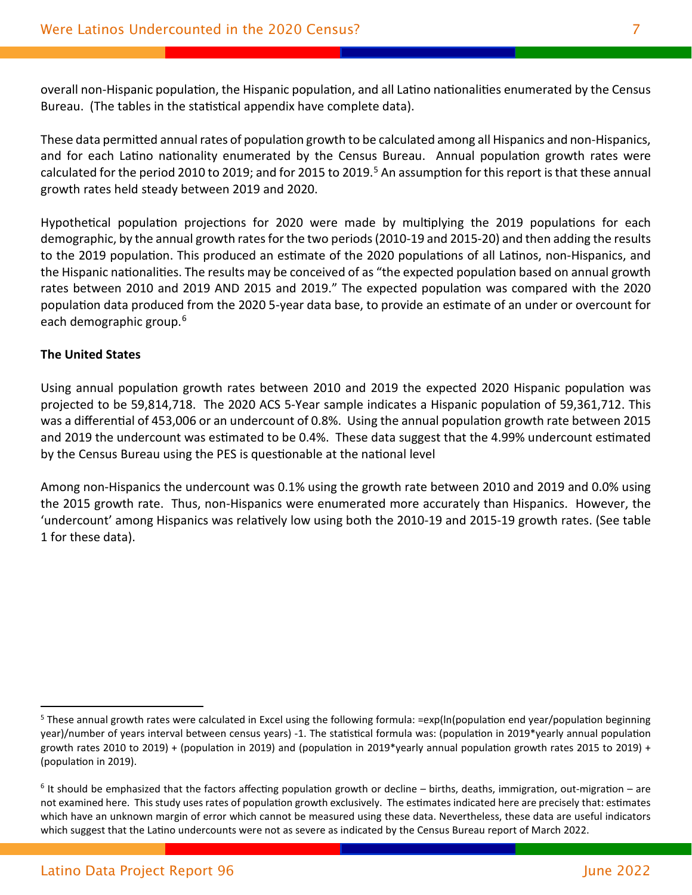overall non-Hispanic population, the Hispanic population, and all Latino nationalities enumerated by the Census Bureau. (The tables in the statistical appendix have complete data).

These data permitted annual rates of population growth to be calculated among all Hispanics and non-Hispanics, and for each Latino nationality enumerated by the Census Bureau. Annual population growth rates were calculated for the period 2010 to 2019; and for 2015 to 2019.[5] An assumption for this report is that these annual growth rates held steady between 2019 and 2020.

Hypothetical population projections for 2020 were made by multiplying the 2019 populations for each demographic, by the annual growth rates for the two periods (2010-19 and 2015-20) and then adding the results to the 2019 population. This produced an estimate of the 2020 populations of all Latinos, non-Hispanics, and the Hispanic nationalities. The results may be conceived of as "the expected population based on annual growth rates between 2010 and 2019 AND 2015 and 2019." The expected population was compared with the 2020 population data produced from the 2020 5-year data base, to provide an estimate of an under or overcount for each demographic group.[6]

**The United States**

Using annual population growth rates between 2010 and 2019 the expected 2020 Hispanic population was projected to be 59,814,718. The 2020 ACS 5-Year sample indicates a Hispanic population of 59,361,712. This was a differential of 453,006 or an undercount of 0.8%. Using the annual population growth rate between 2015 and 2019 the undercount was estimated to be 0.4%. These data suggest that the 4.99% undercount estimated by the Census Bureau using the PES is questionable at the national level

Among non-Hispanics the undercount was 0.1% using the growth rate between 2010 and 2019 and 0.0% using the 2015 growth rate. Thus, non-Hispanics were enumerated more accurately than Hispanics. However, the 'undercount' among Hispanics was relatively low using both the 2010-19 and 2015-19 growth rates. (See table 1 for these data).

---

[5] These annual growth rates were calculated in Excel using the following formula: =exp(ln(population end year/population beginning year)/number of years interval between census years) -1. The statistical formula was: (population in 2019*yearly annual population growth rates 2010 to 2019) + (population in 2019) and (population in 2019*yearly annual population growth rates 2015 to 2019) + (population in 2019).

[6] It should be emphasized that the factors affecting population growth or decline – births, deaths, immigration, out-migration – are not examined here. This study uses rates of population growth exclusively. The estimates indicated here are precisely that: estimates which have an unknown margin of error which cannot be measured using these data. Nevertheless, these data are useful indicators which suggest that the Latino undercounts were not as severe as indicated by the Census Bureau report of March 2022.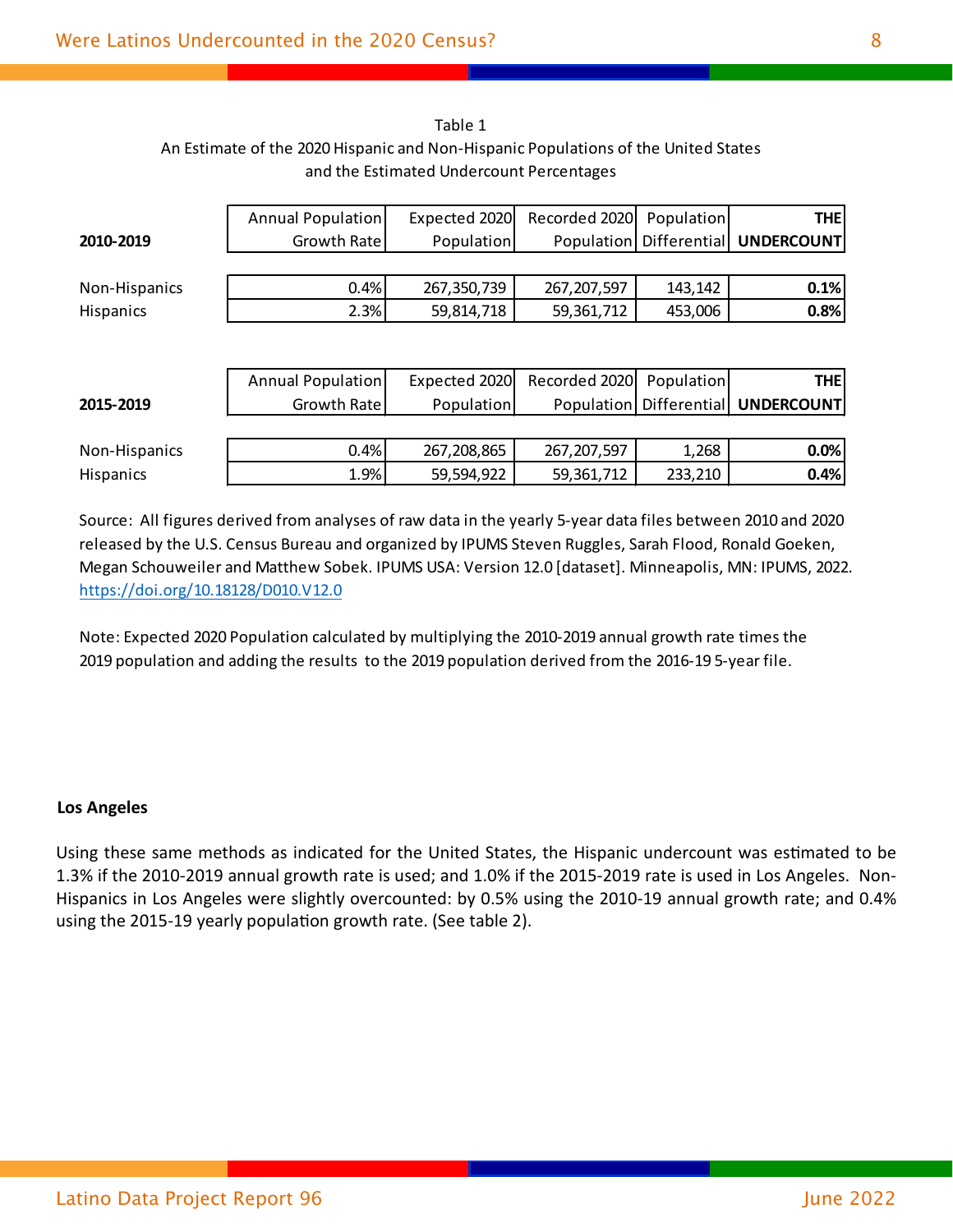Table 1

An Estimate of the 2020 Hispanic and Non-Hispanic Populations of the United States and the Estimated Undercount Percentages

| 2010-2019 | Annual Population Growth Rate | Expected 2020 Population | Recorded 2020 Population | Population Differential | **THE UNDERCOUNT** |
|---|---|---|---|---|---|
| Non-Hispanics | 0.4% | 267,350,739 | 267,207,597 | 143,142 | **0.1%** |
| Hispanics | 2.3% | 59,814,718 | 59,361,712 | 453,006 | **0.8%** |

| 2015-2019 | Annual Population Growth Rate | Expected 2020 Population | Recorded 2020 Population | Population Differential | **THE UNDERCOUNT** |
|---|---|---|---|---|---|
| Non-Hispanics | 0.4% | 267,208,865 | 267,207,597 | 1,268 | **0.0%** |
| Hispanics | 1.9% | 59,594,922 | 59,361,712 | 233,210 | **0.4%** |

Source: All figures derived from analyses of raw data in the yearly 5-year data files between 2010 and 2020 released by the U.S. Census Bureau and organized by IPUMS Steven Ruggles, Sarah Flood, Ronald Goeken, Megan Schouweiler and Matthew Sobek. IPUMS USA: Version 12.0 [dataset]. Minneapolis, MN: IPUMS, 2022. https://doi.org/10.18128/D010.V12.0

Note: Expected 2020 Population calculated by multiplying the 2010-2019 annual growth rate times the 2019 population and adding the results to the 2019 population derived from the 2016-19 5-year file.

**Los Angeles**

Using these same methods as indicated for the United States, the Hispanic undercount was estimated to be 1.3% if the 2010-2019 annual growth rate is used; and 1.0% if the 2015-2019 rate is used in Los Angeles. Non-Hispanics in Los Angeles were slightly overcounted: by 0.5% using the 2010-19 annual growth rate; and 0.4% using the 2015-19 yearly population growth rate. (See table 2).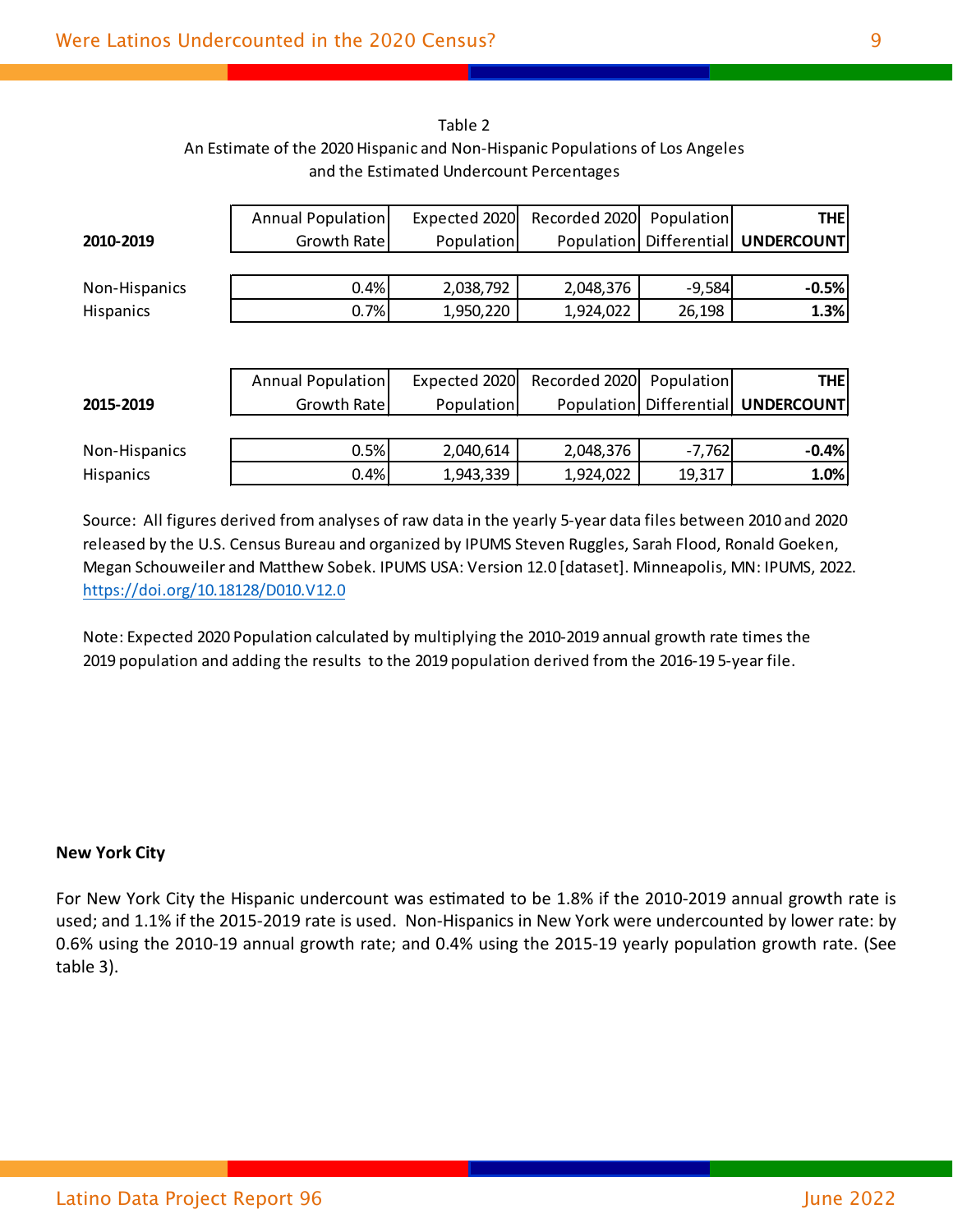Table 2
An Estimate of the 2020 Hispanic and Non-Hispanic Populations of Los Angeles and the Estimated Undercount Percentages

| 2010-2019 | Annual Population Growth Rate | Expected 2020 Population | Recorded 2020 Population | Population Differential | **THE UNDERCOUNT** |
|---|---|---|---|---|---|
| Non-Hispanics | 0.4% | 2,038,792 | 2,048,376 | -9,584 | **-0.5%** |
| Hispanics | 0.7% | 1,950,220 | 1,924,022 | 26,198 | **1.3%** |

| 2015-2019 | Annual Population Growth Rate | Expected 2020 Population | Recorded 2020 Population | Population Differential | **THE UNDERCOUNT** |
|---|---|---|---|---|---|
| Non-Hispanics | 0.5% | 2,040,614 | 2,048,376 | -7,762 | **-0.4%** |
| Hispanics | 0.4% | 1,943,339 | 1,924,022 | 19,317 | **1.0%** |

Source: All figures derived from analyses of raw data in the yearly 5-year data files between 2010 and 2020 released by the U.S. Census Bureau and organized by IPUMS Steven Ruggles, Sarah Flood, Ronald Goeken, Megan Schouweiler and Matthew Sobek. IPUMS USA: Version 12.0 [dataset]. Minneapolis, MN: IPUMS, 2022. https://doi.org/10.18128/D010.V12.0

Note: Expected 2020 Population calculated by multiplying the 2010-2019 annual growth rate times the 2019 population and adding the results to the 2019 population derived from the 2016-19 5-year file.

**New York City**

For New York City the Hispanic undercount was estimated to be 1.8% if the 2010-2019 annual growth rate is used; and 1.1% if the 2015-2019 rate is used. Non-Hispanics in New York were undercounted by lower rate: by 0.6% using the 2010-19 annual growth rate; and 0.4% using the 2015-19 yearly population growth rate. (See table 3).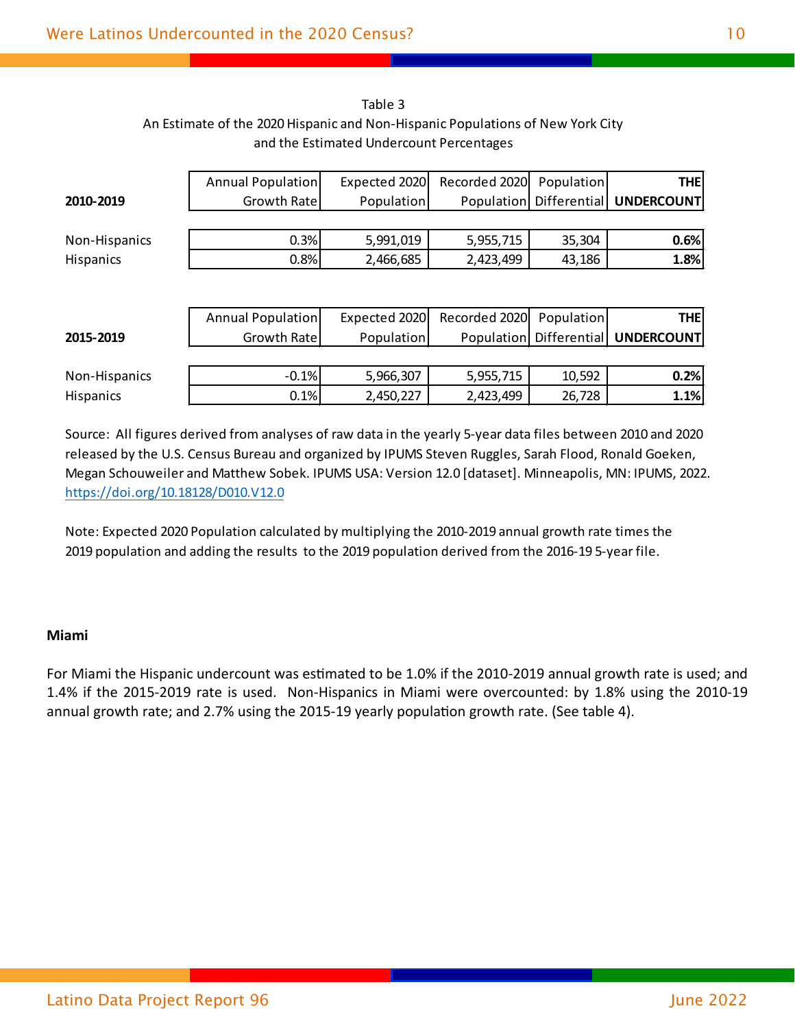Table 3
An Estimate of the 2020 Hispanic and Non-Hispanic Populations of New York City
and the Estimated Undercount Percentages

| 2010-2019 | Annual Population Growth Rate | Expected 2020 Population | Recorded 2020 Population | Population Differential | **THE UNDERCOUNT** |
|---|---|---|---|---|---|
| Non-Hispanics | 0.3% | 5,991,019 | 5,955,715 | 35,304 | **0.6%** |
| Hispanics | 0.8% | 2,466,685 | 2,423,499 | 43,186 | **1.8%** |

| 2015-2019 | Annual Population Growth Rate | Expected 2020 Population | Recorded 2020 Population | Population Differential | **THE UNDERCOUNT** |
|---|---|---|---|---|---|
| Non-Hispanics | -0.1% | 5,966,307 | 5,955,715 | 10,592 | **0.2%** |
| Hispanics | 0.1% | 2,450,227 | 2,423,499 | 26,728 | **1.1%** |

Source: All figures derived from analyses of raw data in the yearly 5-year data files between 2010 and 2020 released by the U.S. Census Bureau and organized by IPUMS Steven Ruggles, Sarah Flood, Ronald Goeken, Megan Schouweiler and Matthew Sobek. IPUMS USA: Version 12.0 [dataset]. Minneapolis, MN: IPUMS, 2022. https://doi.org/10.18128/D010.V12.0

Note: Expected 2020 Population calculated by multiplying the 2010-2019 annual growth rate times the 2019 population and adding the results to the 2019 population derived from the 2016-19 5-year file.

**Miami**

For Miami the Hispanic undercount was estimated to be 1.0% if the 2010-2019 annual growth rate is used; and 1.4% if the 2015-2019 rate is used. Non-Hispanics in Miami were overcounted: by 1.8% using the 2010-19 annual growth rate; and 2.7% using the 2015-19 yearly population growth rate. (See table 4).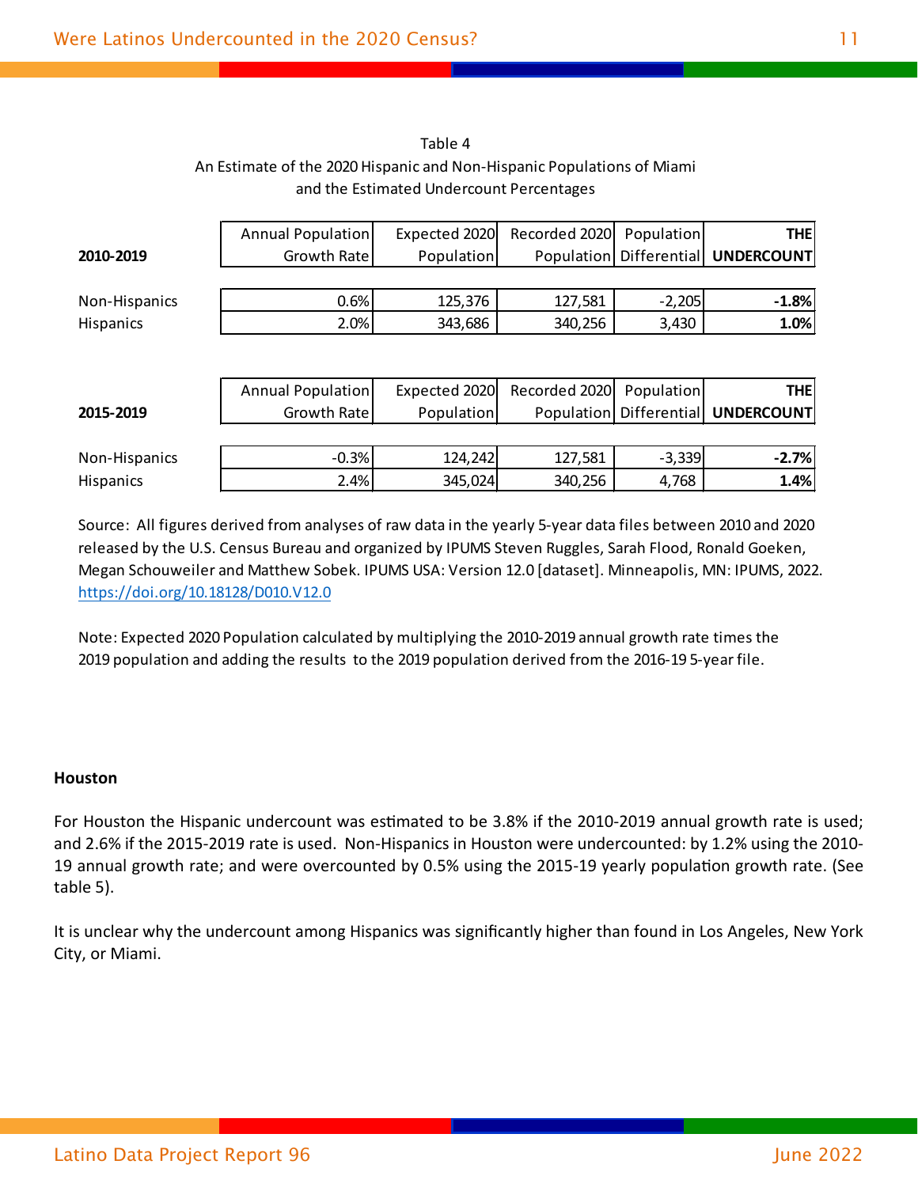Table 4
An Estimate of the 2020 Hispanic and Non-Hispanic Populations of Miami
and the Estimated Undercount Percentages

| 2010-2019 | Annual Population Growth Rate | Expected 2020 Population | Recorded 2020 Population | Population Differential | **THE UNDERCOUNT** |
|---|---|---|---|---|---|
| Non-Hispanics | 0.6% | 125,376 | 127,581 | -2,205 | **-1.8%** |
| Hispanics | 2.0% | 343,686 | 340,256 | 3,430 | **1.0%** |

| 2015-2019 | Annual Population Growth Rate | Expected 2020 Population | Recorded 2020 Population | Population Differential | **THE UNDERCOUNT** |
|---|---|---|---|---|---|
| Non-Hispanics | -0.3% | 124,242 | 127,581 | -3,339 | **-2.7%** |
| Hispanics | 2.4% | 345,024 | 340,256 | 4,768 | **1.4%** |

Source: All figures derived from analyses of raw data in the yearly 5-year data files between 2010 and 2020 released by the U.S. Census Bureau and organized by IPUMS Steven Ruggles, Sarah Flood, Ronald Goeken, Megan Schouweiler and Matthew Sobek. IPUMS USA: Version 12.0 [dataset]. Minneapolis, MN: IPUMS, 2022. https://doi.org/10.18128/D010.V12.0

Note: Expected 2020 Population calculated by multiplying the 2010-2019 annual growth rate times the 2019 population and adding the results to the 2019 population derived from the 2016-19 5-year file.

**Houston**

For Houston the Hispanic undercount was estimated to be 3.8% if the 2010-2019 annual growth rate is used; and 2.6% if the 2015-2019 rate is used. Non-Hispanics in Houston were undercounted: by 1.2% using the 2010-19 annual growth rate; and were overcounted by 0.5% using the 2015-19 yearly population growth rate. (See table 5).

It is unclear why the undercount among Hispanics was significantly higher than found in Los Angeles, New York City, or Miami.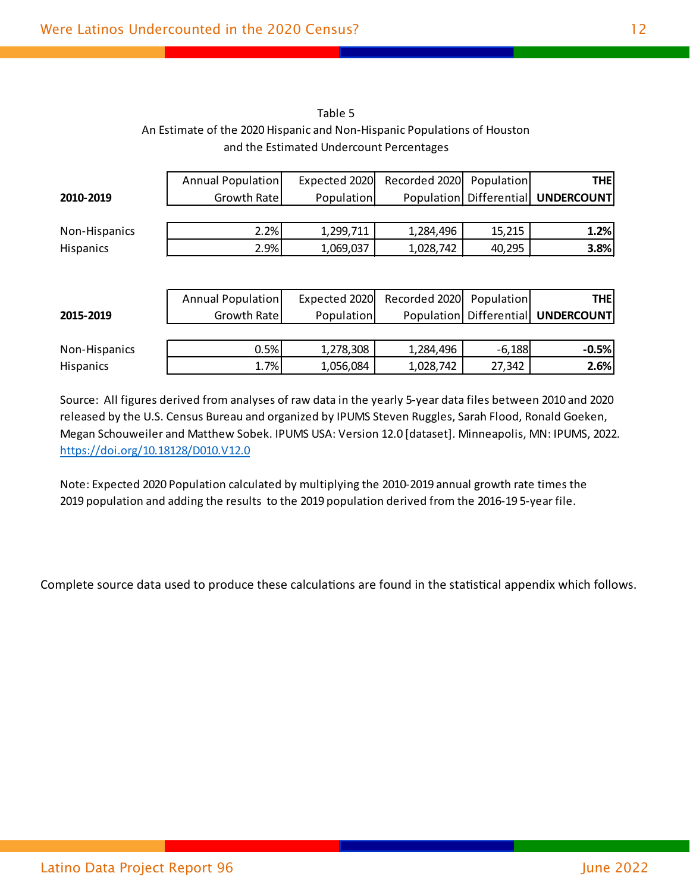Table 5
An Estimate of the 2020 Hispanic and Non-Hispanic Populations of Houston
and the Estimated Undercount Percentages

| 2010-2019 | Annual Population Growth Rate | Expected 2020 Population | Recorded 2020 Population | Population Differential | **THE UNDERCOUNT** |
|---|---|---|---|---|---|
| Non-Hispanics | 2.2% | 1,299,711 | 1,284,496 | 15,215 | **1.2%** |
| Hispanics | 2.9% | 1,069,037 | 1,028,742 | 40,295 | **3.8%** |

| 2015-2019 | Annual Population Growth Rate | Expected 2020 Population | Recorded 2020 Population | Population Differential | **THE UNDERCOUNT** |
|---|---|---|---|---|---|
| Non-Hispanics | 0.5% | 1,278,308 | 1,284,496 | -6,188 | **-0.5%** |
| Hispanics | 1.7% | 1,056,084 | 1,028,742 | 27,342 | **2.6%** |

Source: All figures derived from analyses of raw data in the yearly 5-year data files between 2010 and 2020 released by the U.S. Census Bureau and organized by IPUMS Steven Ruggles, Sarah Flood, Ronald Goeken, Megan Schouweiler and Matthew Sobek. IPUMS USA: Version 12.0 [dataset]. Minneapolis, MN: IPUMS, 2022. https://doi.org/10.18128/D010.V12.0

Note: Expected 2020 Population calculated by multiplying the 2010-2019 annual growth rate times the 2019 population and adding the results to the 2019 population derived from the 2016-19 5-year file.

Complete source data used to produce these calculations are found in the statistical appendix which follows.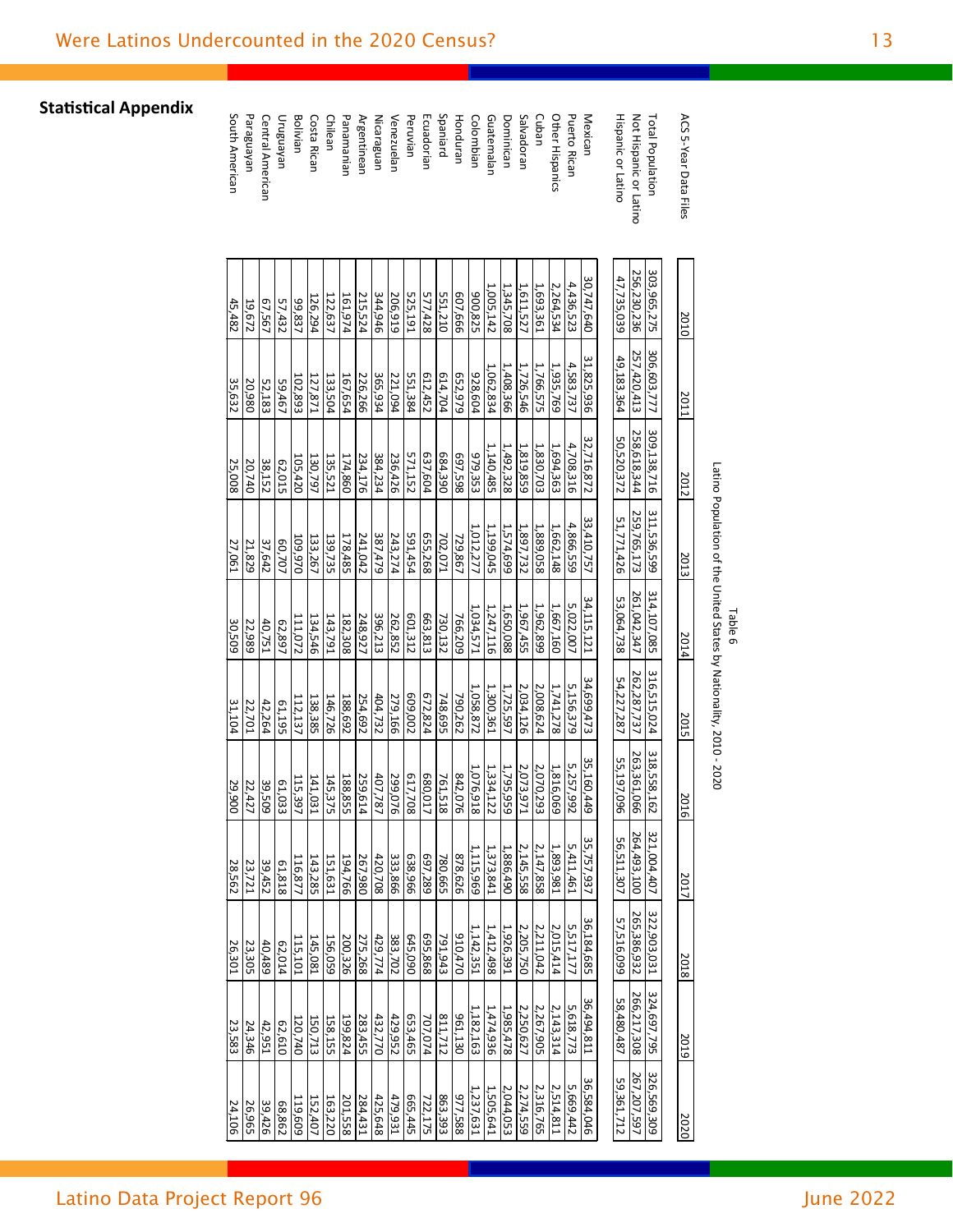## Statistical Appendix

Table 6

Latino Population of the United States by Nationality, 2010 - 2020

| ACS 5-Year Data Files | 2010 | 2011 | 2012 | 2013 | 2014 | 2015 | 2016 | 2017 | 2018 | 2019 | 2020 |
|---|---|---|---|---|---|---|---|---|---|---|---|
| Total Population | 303,965,275 | 306,603,777 | 309,138,716 | 311,536,599 | 314,107,085 | 316,515,024 | 318,558,162 | 321,004,407 | 322,903,031 | 324,697,795 | 326,569,309 |
| Not Hispanic or Latino | 256,230,236 | 257,420,413 | 258,618,344 | 259,765,173 | 261,042,347 | 262,287,737 | 263,361,066 | 264,493,100 | 265,386,932 | 266,217,308 | 267,207,597 |
| Hispanic or Latino | 47,735,039 | 49,183,364 | 50,520,372 | 51,771,426 | 53,064,738 | 54,227,287 | 55,197,096 | 56,511,307 | 57,516,099 | 58,480,487 | 59,361,712 |
| | | | | | | | | | | | |
| Mexican | 30,747,640 | 31,825,936 | 32,716,872 | 33,410,757 | 34,115,121 | 34,699,473 | 35,160,449 | 35,757,937 | 36,184,685 | 36,494,811 | 36,584,046 |
| Puerto Rican | 4,436,523 | 4,583,737 | 4,708,316 | 4,866,559 | 5,022,007 | 5,156,379 | 5,257,992 | 5,411,461 | 5,517,177 | 5,618,773 | 5,669,442 |
| Other Hispanics | 2,264,534 | 1,935,769 | 1,694,363 | 1,662,148 | 1,667,160 | 1,741,278 | 1,816,069 | 1,893,981 | 2,015,414 | 2,143,314 | 2,514,811 |
| Cuban | 1,693,361 | 1,766,575 | 1,830,703 | 1,889,058 | 1,962,899 | 2,008,624 | 2,070,293 | 2,147,858 | 2,211,042 | 2,267,905 | 2,316,765 |
| Salvadoran | 1,611,527 | 1,726,546 | 1,819,859 | 1,897,732 | 1,967,455 | 2,034,126 | 2,073,971 | 2,145,558 | 2,205,750 | 2,250,627 | 2,274,559 |
| Dominican | 1,345,708 | 1,408,366 | 1,492,328 | 1,574,699 | 1,650,088 | 1,725,597 | 1,795,959 | 1,886,490 | 1,926,391 | 1,985,478 | 2,044,053 |
| Guatemalan | 1,005,142 | 1,062,834 | 1,140,485 | 1,199,045 | 1,247,116 | 1,300,361 | 1,334,122 | 1,373,841 | 1,412,498 | 1,474,936 | 1,505,641 |
| Colombian | 900,825 | 928,604 | 979,353 | 1,012,277 | 1,034,571 | 1,058,872 | 1,076,918 | 1,115,969 | 1,142,351 | 1,182,163 | 1,237,631 |
| Honduran | 607,666 | 652,979 | 697,598 | 729,867 | 766,209 | 790,262 | 842,076 | 878,626 | 910,470 | 961,130 | 977,588 |
| Spaniard | 551,210 | 614,704 | 684,390 | 702,071 | 730,132 | 748,695 | 761,518 | 780,665 | 791,943 | 811,712 | 863,393 |
| Ecuadorian | 577,428 | 612,452 | 637,604 | 655,268 | 663,813 | 672,824 | 680,017 | 697,289 | 695,868 | 707,074 | 722,175 |
| Peruvian | 525,191 | 551,384 | 571,152 | 591,454 | 601,312 | 609,002 | 617,708 | 638,966 | 645,090 | 653,465 | 665,445 |
| Venezuelan | 206,919 | 221,094 | 236,426 | 243,274 | 262,852 | 279,166 | 299,076 | 333,866 | 383,702 | 429,952 | 479,931 |
| Nicaraguan | 344,946 | 365,934 | 384,234 | 387,479 | 396,213 | 404,732 | 407,787 | 420,708 | 429,774 | 432,770 | 425,648 |
| Argentinean | 215,524 | 226,266 | 234,176 | 241,042 | 248,927 | 254,692 | 259,614 | 267,980 | 275,268 | 283,455 | 284,431 |
| Panamanian | 161,974 | 167,654 | 174,860 | 178,485 | 182,308 | 188,692 | 188,855 | 194,766 | 200,326 | 199,824 | 201,558 |
| Chilean | 122,637 | 133,504 | 135,521 | 139,735 | 143,791 | 146,726 | 145,375 | 151,631 | 156,059 | 158,155 | 163,220 |
| Costa Rican | 126,294 | 127,871 | 130,797 | 133,267 | 134,546 | 138,385 | 141,031 | 143,285 | 145,081 | 150,713 | 152,407 |
| Bolivian | 99,837 | 102,893 | 105,420 | 109,970 | 111,072 | 112,137 | 115,397 | 116,877 | 115,101 | 120,740 | 119,609 |
| Uruguayan | 57,432 | 59,467 | 62,015 | 60,707 | 62,897 | 61,195 | 61,033 | 61,818 | 62,014 | 62,610 | 68,862 |
| Central American | 67,567 | 52,183 | 38,152 | 37,642 | 40,751 | 42,264 | 39,509 | 39,452 | 40,489 | 42,951 | 39,426 |
| Paraguayan | 19,672 | 20,980 | 20,740 | 21,829 | 22,989 | 22,701 | 22,427 | 23,721 | 23,305 | 24,346 | 26,965 |
| South American | 45,482 | 35,632 | 25,008 | 27,061 | 30,509 | 31,104 | 29,900 | 28,562 | 26,301 | 23,583 | 24,106 |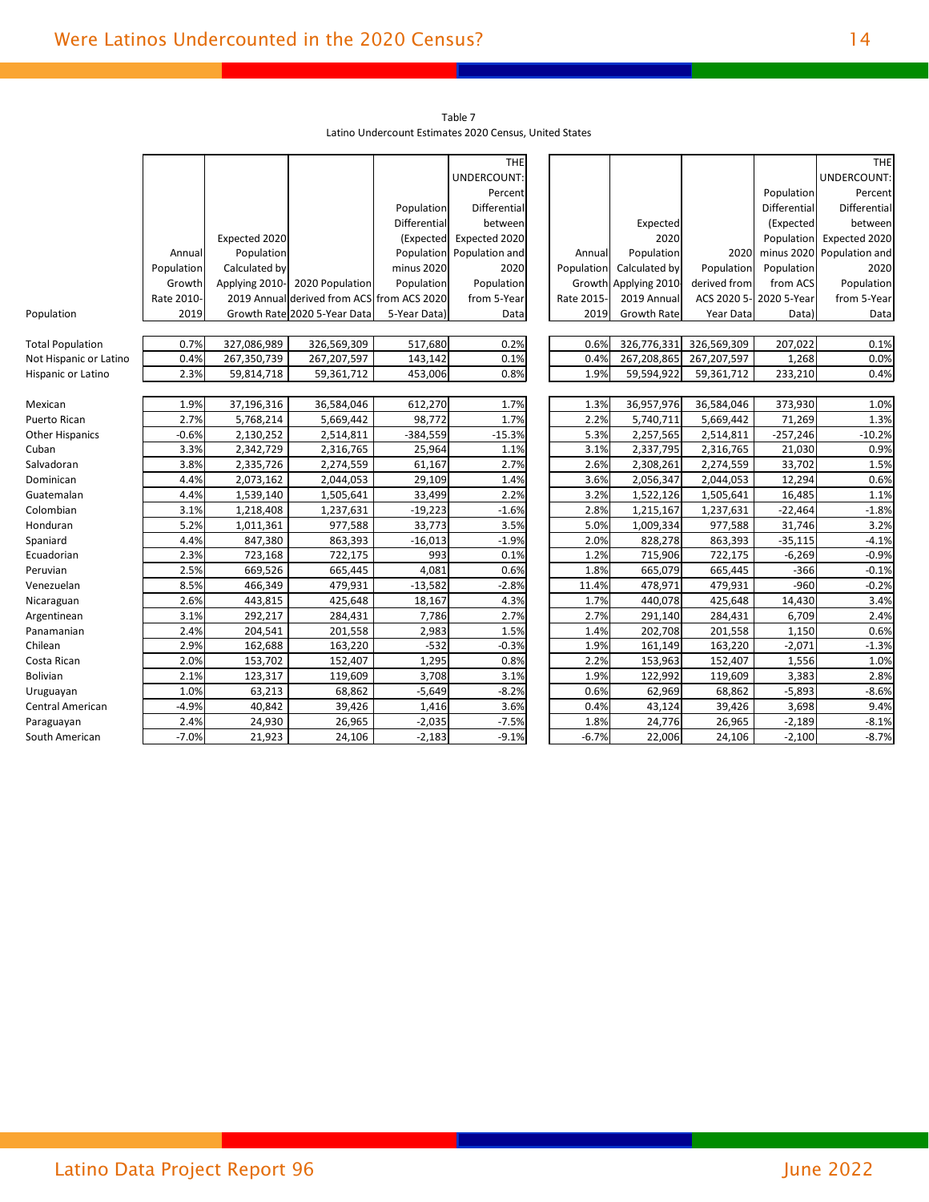Table 7
Latino Undercount Estimates 2020 Census, United States

| Population | Annual Population Growth Rate 2010-2019 | Expected 2020 Population Calculated by Applying 2010-2019 Annual Growth Rate | 2020 Population derived from ACS 2020 5-Year Data | Population Differential (Expected Population minus 2020 Population from ACS 2020 5-Year Data) | THE UNDERCOUNT: Percent Differential between Expected 2020 Population and 2020 Population from 5-Year Data | Annual Population Growth Rate 2015-2019 | Expected 2020 Population Calculated by Applying 2010-2019 Annual Growth Rate | 2020 Population derived from ACS 2020 5-Year Data | Population Differential (Expected Population minus 2020 Population from ACS 2020 5-Year Data) | THE UNDERCOUNT: Percent Differential between Expected 2020 Population and 2020 Population from 5-Year Data |
|---|---|---|---|---|---|---|---|---|---|---|
| Total Population | 0.7% | 327,086,989 | 326,569,309 | 517,680 | 0.2% | 0.6% | 326,776,331 | 326,569,309 | 207,022 | 0.1% |
| Not Hispanic or Latino | 0.4% | 267,350,739 | 267,207,597 | 143,142 | 0.1% | 0.4% | 267,208,865 | 267,207,597 | 1,268 | 0.0% |
| Hispanic or Latino | 2.3% | 59,814,718 | 59,361,712 | 453,006 | 0.8% | 1.9% | 59,594,922 | 59,361,712 | 233,210 | 0.4% |
| | | | | | | | | | | |
| Mexican | 1.9% | 37,196,316 | 36,584,046 | 612,270 | 1.7% | 1.3% | 36,957,976 | 36,584,046 | 373,930 | 1.0% |
| Puerto Rican | 2.7% | 5,768,214 | 5,669,442 | 98,772 | 1.7% | 2.2% | 5,740,711 | 5,669,442 | 71,269 | 1.3% |
| Other Hispanics | -0.6% | 2,130,252 | 2,514,811 | -384,559 | -15.3% | 5.3% | 2,257,565 | 2,514,811 | -257,246 | -10.2% |
| Cuban | 3.3% | 2,342,729 | 2,316,765 | 25,964 | 1.1% | 3.1% | 2,337,795 | 2,316,765 | 21,030 | 0.9% |
| Salvadoran | 3.8% | 2,335,726 | 2,274,559 | 61,167 | 2.7% | 2.6% | 2,308,261 | 2,274,559 | 33,702 | 1.5% |
| Dominican | 4.4% | 2,073,162 | 2,044,053 | 29,109 | 1.4% | 3.6% | 2,056,347 | 2,044,053 | 12,294 | 0.6% |
| Guatemalan | 4.4% | 1,539,140 | 1,505,641 | 33,499 | 2.2% | 3.2% | 1,522,126 | 1,505,641 | 16,485 | 1.1% |
| Colombian | 3.1% | 1,218,408 | 1,237,631 | -19,223 | -1.6% | 2.8% | 1,215,167 | 1,237,631 | -22,464 | -1.8% |
| Honduran | 5.2% | 1,011,361 | 977,588 | 33,773 | 3.5% | 5.0% | 1,009,334 | 977,588 | 31,746 | 3.2% |
| Spaniard | 4.4% | 847,380 | 863,393 | -16,013 | -1.9% | 2.0% | 828,278 | 863,393 | -35,115 | -4.1% |
| Ecuadorian | 2.3% | 723,168 | 722,175 | 993 | 0.1% | 1.2% | 715,906 | 722,175 | -6,269 | -0.9% |
| Peruvian | 2.5% | 669,526 | 665,445 | 4,081 | 0.6% | 1.8% | 665,079 | 665,445 | -366 | -0.1% |
| Venezuelan | 8.5% | 466,349 | 479,931 | -13,582 | -2.8% | 11.4% | 478,971 | 479,931 | -960 | -0.2% |
| Nicaraguan | 2.6% | 443,815 | 425,648 | 18,167 | 4.3% | 1.7% | 440,078 | 425,648 | 14,430 | 3.4% |
| Argentinean | 3.1% | 292,217 | 284,431 | 7,786 | 2.7% | 2.7% | 291,140 | 284,431 | 6,709 | 2.4% |
| Panamanian | 2.4% | 204,541 | 201,558 | 2,983 | 1.5% | 1.4% | 202,708 | 201,558 | 1,150 | 0.6% |
| Chilean | 2.9% | 162,688 | 163,220 | -532 | -0.3% | 1.9% | 161,149 | 163,220 | -2,071 | -1.3% |
| Costa Rican | 2.0% | 153,702 | 152,407 | 1,295 | 0.8% | 2.2% | 153,963 | 152,407 | 1,556 | 1.0% |
| Bolivian | 2.1% | 123,317 | 119,609 | 3,708 | 3.1% | 1.9% | 122,992 | 119,609 | 3,383 | 2.8% |
| Uruguayan | 1.0% | 63,213 | 68,862 | -5,649 | -8.2% | 0.6% | 62,969 | 68,862 | -5,893 | -8.6% |
| Central American | -4.9% | 40,842 | 39,426 | 1,416 | 3.6% | 0.4% | 43,124 | 39,426 | 3,698 | 9.4% |
| Paraguayan | 2.4% | 24,930 | 26,965 | -2,035 | -7.5% | 1.8% | 24,776 | 26,965 | -2,189 | -8.1% |
| South American | -7.0% | 21,923 | 24,106 | -2,183 | -9.1% | -6.7% | 22,006 | 24,106 | -2,100 | -8.7% |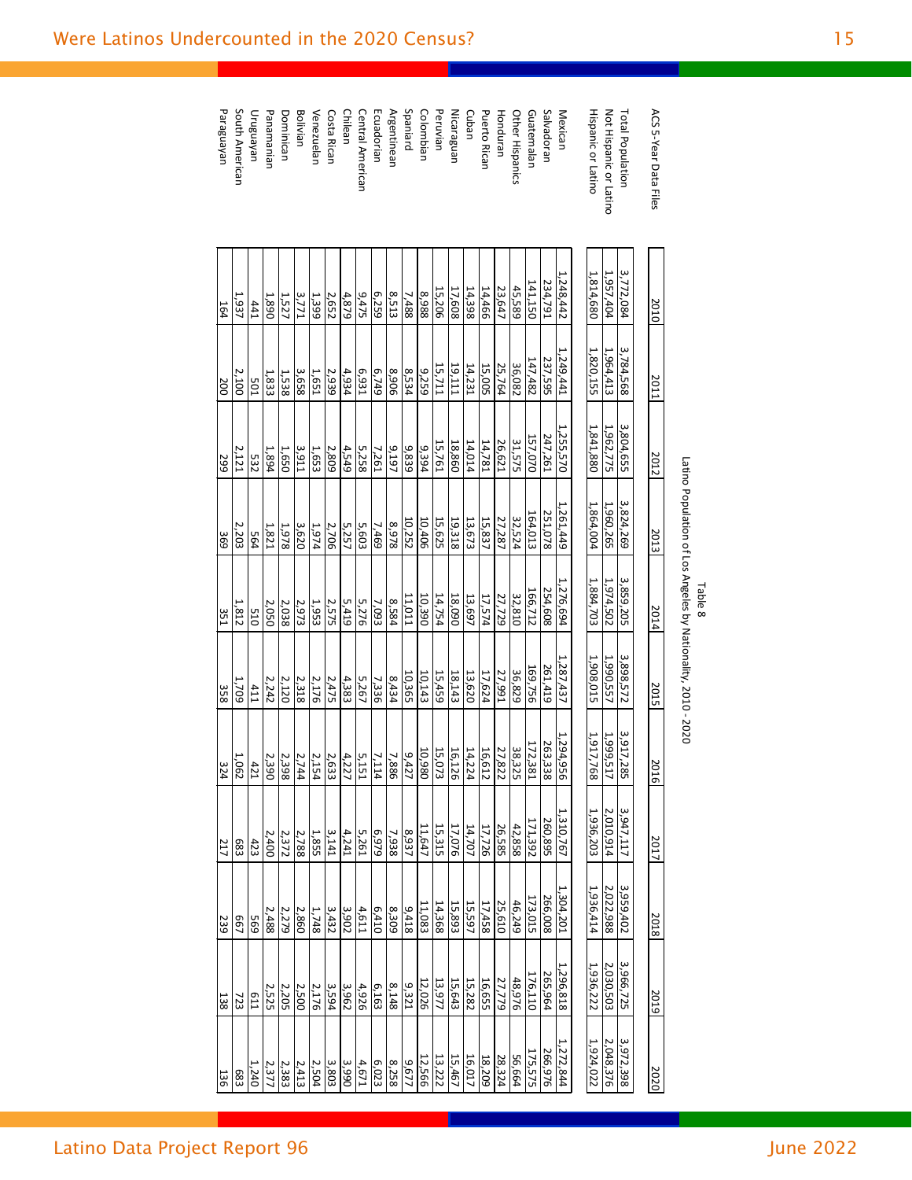Table 8

Latino Population of Los Angeles by Nationality, 2010 - 2020

| ACS 5-Year Data Files | 2010 | 2011 | 2012 | 2013 | 2014 | 2015 | 2016 | 2017 | 2018 | 2019 | 2020 |
|---|---|---|---|---|---|---|---|---|---|---|---|
| Total Population | 3,772,084 | 3,784,568 | 3,804,655 | 3,824,269 | 3,859,205 | 3,898,572 | 3,917,285 | 3,947,117 | 3,959,402 | 3,966,725 | 3,972,398 |
| Not Hispanic or Latino | 1,957,404 | 1,964,413 | 1,962,775 | 1,960,265 | 1,974,502 | 1,990,557 | 1,999,517 | 2,010,914 | 2,022,988 | 2,030,503 | 2,048,376 |
| Hispanic or Latino | 1,814,680 | 1,820,155 | 1,841,880 | 1,864,004 | 1,884,703 | 1,908,015 | 1,917,768 | 1,936,203 | 1,936,414 | 1,936,222 | 1,924,022 |
| | | | | | | | | | | | |
| Mexican | 1,248,442 | 1,249,441 | 1,255,570 | 1,261,449 | 1,276,694 | 1,287,437 | 1,294,956 | 1,310,767 | 1,304,201 | 1,296,818 | 1,272,844 |
| Salvadoran | 234,791 | 237,595 | 247,261 | 251,078 | 254,608 | 261,419 | 263,338 | 260,895 | 266,008 | 265,964 | 266,976 |
| Guatemalan | 141,150 | 147,482 | 157,070 | 164,013 | 166,712 | 169,756 | 172,381 | 171,392 | 173,015 | 176,110 | 175,575 |
| Other Hispanics | 45,589 | 36,082 | 31,575 | 32,524 | 32,810 | 36,829 | 38,325 | 42,858 | 46,249 | 48,976 | 56,664 |
| Honduran | 23,647 | 25,764 | 26,621 | 27,287 | 27,729 | 27,991 | 27,822 | 26,585 | 25,610 | 27,779 | 28,324 |
| Puerto Rican | 14,466 | 15,005 | 14,781 | 15,837 | 17,574 | 17,624 | 16,612 | 17,726 | 17,458 | 16,655 | 18,209 |
| Cuban | 14,398 | 14,231 | 14,014 | 13,673 | 13,697 | 13,620 | 14,224 | 14,707 | 15,597 | 15,282 | 16,017 |
| Nicaraguan | 17,608 | 19,111 | 18,860 | 19,318 | 18,090 | 18,143 | 16,126 | 17,076 | 15,893 | 15,643 | 15,467 |
| Peruvian | 15,206 | 15,711 | 15,761 | 15,625 | 14,754 | 15,459 | 15,073 | 15,315 | 14,368 | 13,977 | 13,222 |
| Colombian | 8,988 | 9,259 | 9,394 | 10,406 | 10,390 | 10,143 | 10,980 | 11,647 | 11,083 | 12,026 | 12,566 |
| Spaniard | 7,488 | 8,534 | 9,839 | 10,252 | 11,011 | 10,365 | 9,427 | 8,937 | 9,418 | 9,321 | 9,677 |
| Argentinean | 8,513 | 8,906 | 9,197 | 8,978 | 8,584 | 8,434 | 7,886 | 7,938 | 8,309 | 8,148 | 8,258 |
| Ecuadorian | 6,259 | 6,749 | 7,261 | 7,469 | 7,093 | 7,336 | 7,114 | 6,979 | 6,410 | 6,163 | 6,023 |
| Central American | 9,475 | 6,931 | 5,258 | 5,603 | 5,276 | 5,267 | 5,151 | 5,261 | 4,611 | 4,926 | 4,671 |
| Chilean | 4,879 | 4,934 | 4,549 | 5,257 | 5,419 | 4,383 | 4,227 | 4,241 | 3,902 | 3,962 | 3,990 |
| Costa Rican | 2,652 | 2,939 | 2,809 | 2,706 | 2,575 | 2,475 | 2,633 | 3,141 | 3,432 | 3,594 | 3,803 |
| Venezuelan | 1,399 | 1,651 | 1,653 | 1,974 | 1,953 | 2,176 | 2,154 | 1,855 | 1,748 | 2,176 | 2,504 |
| Bolivian | 3,771 | 3,658 | 3,911 | 3,620 | 2,973 | 2,318 | 2,744 | 2,788 | 2,860 | 2,500 | 2,413 |
| Dominican | 1,527 | 1,538 | 1,650 | 1,978 | 2,038 | 2,120 | 2,398 | 2,372 | 2,279 | 2,205 | 2,383 |
| Panamanian | 1,890 | 1,833 | 1,894 | 1,821 | 2,050 | 2,242 | 2,390 | 2,400 | 2,488 | 2,525 | 2,377 |
| Uruguayan | 441 | 501 | 532 | 564 | 510 | 411 | 421 | 423 | 569 | 611 | 1,240 |
| South American | 1,937 | 2,100 | 2,121 | 2,203 | 1,812 | 1,709 | 1,062 | 683 | 667 | 723 | 683 |
| Paraguayan | 164 | 200 | 299 | 369 | 351 | 358 | 324 | 217 | 239 | 138 | 136 |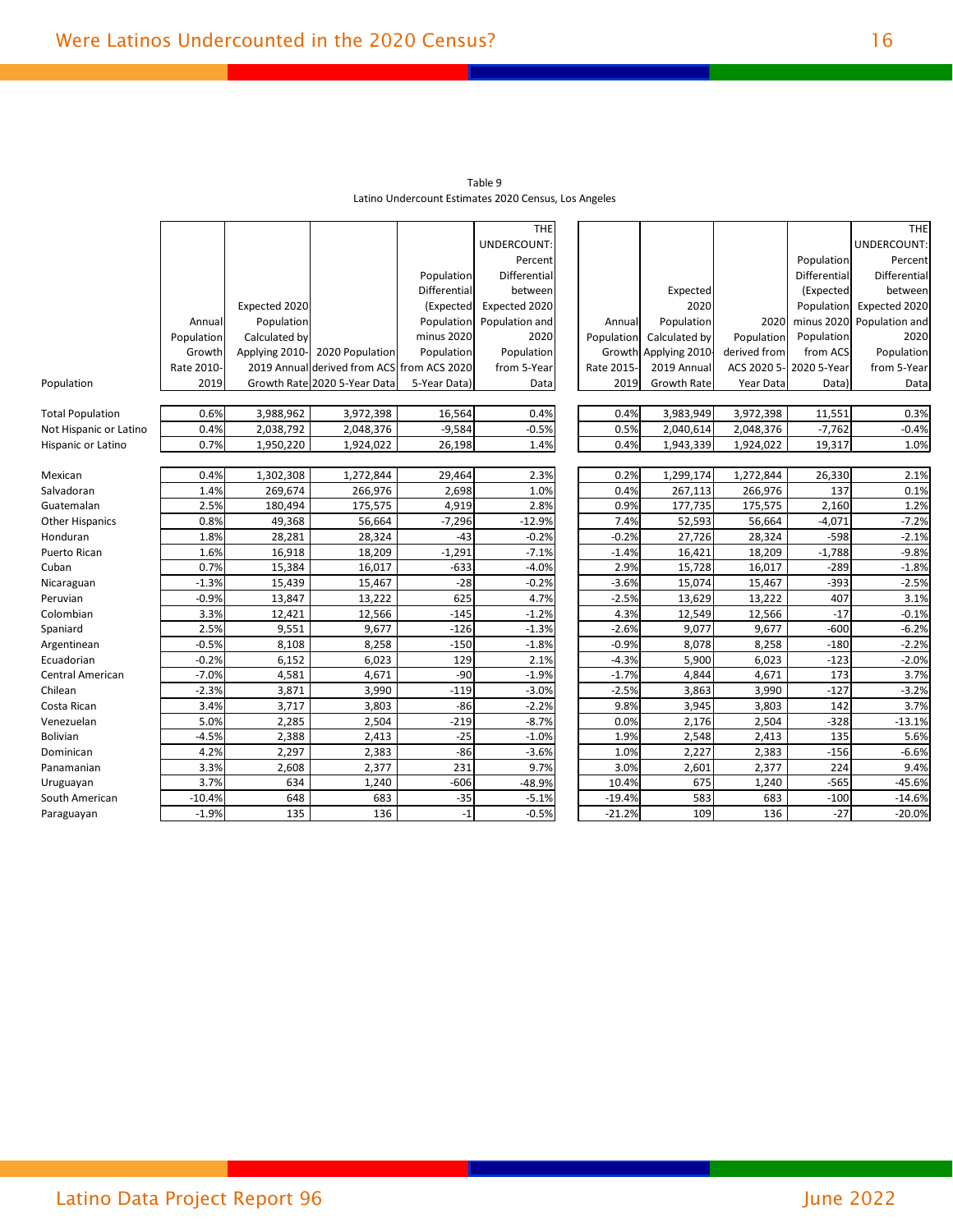Table 9
Latino Undercount Estimates 2020 Census, Los Angeles

| Population | Annual Population Growth Rate 2010-2019 | Expected 2020 Population Calculated by Applying 2010-2019 Annual Growth Rate | 2020 Population derived from ACS 2020 5-Year Data | Population Differential (Expected Population minus 2020 Population from ACS 2020 5-Year Data) | THE UNDERCOUNT: Percent Differential between Expected 2020 Population and 2020 Population from 5-Year Data | Annual Population Growth Rate 2015-2019 | Expected 2020 Population Calculated by Applying 2010-2019 Annual Growth Rate | 2020 Population derived from ACS 2020 5-Year Data | Population Differential (Expected 2020 Population minus 2020 Population from ACS 2020 5-Year Data) | THE UNDERCOUNT: Percent Differential between Expected 2020 Population and 2020 Population from 5-Year Data |
|---|---|---|---|---|---|---|---|---|---|---|
| Total Population | 0.6% | 3,988,962 | 3,972,398 | 16,564 | 0.4% | 0.4% | 3,983,949 | 3,972,398 | 11,551 | 0.3% |
| Not Hispanic or Latino | 0.4% | 2,038,792 | 2,048,376 | -9,584 | -0.5% | 0.5% | 2,040,614 | 2,048,376 | -7,762 | -0.4% |
| Hispanic or Latino | 0.7% | 1,950,220 | 1,924,022 | 26,198 | 1.4% | 0.4% | 1,943,339 | 1,924,022 | 19,317 | 1.0% |
| Mexican | 0.4% | 1,302,308 | 1,272,844 | 29,464 | 2.3% | 0.2% | 1,299,174 | 1,272,844 | 26,330 | 2.1% |
| Salvadoran | 1.4% | 269,674 | 266,976 | 2,698 | 1.0% | 0.4% | 267,113 | 266,976 | 137 | 0.1% |
| Guatemalan | 2.5% | 180,494 | 175,575 | 4,919 | 2.8% | 0.9% | 177,735 | 175,575 | 2,160 | 1.2% |
| Other Hispanics | 0.8% | 49,368 | 56,664 | -7,296 | -12.9% | 7.4% | 52,593 | 56,664 | -4,071 | -7.2% |
| Honduran | 1.8% | 28,281 | 28,324 | -43 | -0.2% | -0.2% | 27,726 | 28,324 | -598 | -2.1% |
| Puerto Rican | 1.6% | 16,918 | 18,209 | -1,291 | -7.1% | -1.4% | 16,421 | 18,209 | -1,788 | -9.8% |
| Cuban | 0.7% | 15,384 | 16,017 | -633 | -4.0% | 2.9% | 15,728 | 16,017 | -289 | -1.8% |
| Nicaraguan | -1.3% | 15,439 | 15,467 | -28 | -0.2% | -3.6% | 15,074 | 15,467 | -393 | -2.5% |
| Peruvian | -0.9% | 13,847 | 13,222 | 625 | 4.7% | -2.5% | 13,629 | 13,222 | 407 | 3.1% |
| Colombian | 3.3% | 12,421 | 12,566 | -145 | -1.2% | 4.3% | 12,549 | 12,566 | -17 | -0.1% |
| Spaniard | 2.5% | 9,551 | 9,677 | -126 | -1.3% | -2.6% | 9,077 | 9,677 | -600 | -6.2% |
| Argentinean | -0.5% | 8,108 | 8,258 | -150 | -1.8% | -0.9% | 8,078 | 8,258 | -180 | -2.2% |
| Ecuadorian | -0.2% | 6,152 | 6,023 | 129 | 2.1% | -4.3% | 5,900 | 6,023 | -123 | -2.0% |
| Central American | -7.0% | 4,581 | 4,671 | -90 | -1.9% | -1.7% | 4,844 | 4,671 | 173 | 3.7% |
| Chilean | -2.3% | 3,871 | 3,990 | -119 | -3.0% | -2.5% | 3,863 | 3,990 | -127 | -3.2% |
| Costa Rican | 3.4% | 3,717 | 3,803 | -86 | -2.2% | 9.8% | 3,945 | 3,803 | 142 | 3.7% |
| Venezuelan | 5.0% | 2,285 | 2,504 | -219 | -8.7% | 0.0% | 2,176 | 2,504 | -328 | -13.1% |
| Bolivian | -4.5% | 2,388 | 2,413 | -25 | -1.0% | 1.9% | 2,548 | 2,413 | 135 | 5.6% |
| Dominican | 4.2% | 2,297 | 2,383 | -86 | -3.6% | 1.0% | 2,227 | 2,383 | -156 | -6.6% |
| Panamanian | 3.3% | 2,608 | 2,377 | 231 | 9.7% | 3.0% | 2,601 | 2,377 | 224 | 9.4% |
| Uruguayan | 3.7% | 634 | 1,240 | -606 | -48.9% | 10.4% | 675 | 1,240 | -565 | -45.6% |
| South American | -10.4% | 648 | 683 | -35 | -5.1% | -19.4% | 583 | 683 | -100 | -14.6% |
| Paraguayan | -1.9% | 135 | 136 | -1 | -0.5% | -21.2% | 109 | 136 | -27 | -20.0% |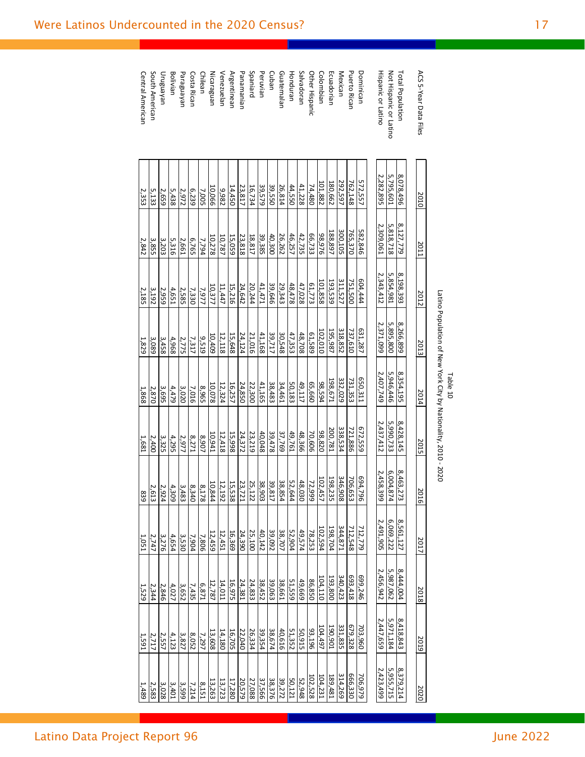Table 10

Latino Population of New York City by Nationality, 2010 - 2020

| ACS 5-Year Data Files | 2010 | 2011 | 2012 | 2013 | 2014 | 2015 | 2016 | 2017 | 2018 | 2019 | 2020 |
|---|---|---|---|---|---|---|---|---|---|---|---|
| Total Population | 8,078,496 | 8,127,779 | 8,198,393 | 8,266,899 | 8,354,195 | 8,428,145 | 8,463,273 | 8,561,127 | 8,444,004 | 8,418,843 | 8,379,214 |
| Not Hispanic or Latino | 5,795,601 | 5,818,718 | 5,854,981 | 5,895,800 | 5,946,446 | 5,990,733 | 6,004,874 | 6,069,222 | 5,987,062 | 5,971,184 | 5,955,715 |
| Hispanic or Latino | 2,282,895 | 2,309,061 | 2,343,412 | 2,371,099 | 2,407,749 | 2,437,412 | 2,458,399 | 2,491,905 | 2,456,942 | 2,447,659 | 2,423,499 |
| Dominican | 572,557 | 582,846 | 604,444 | 631,287 | 650,311 | 672,559 | 694,796 | 712,779 | 699,246 | 703,960 | 706,979 |
| Puerto Rican | 762,148 | 765,370 | 751,500 | 737,610 | 731,353 | 721,886 | 706,653 | 712,548 | 693,418 | 679,328 | 666,330 |
| Mexican | 292,597 | 300,105 | 311,527 | 318,852 | 332,029 | 338,534 | 346,908 | 344,871 | 340,423 | 331,835 | 314,269 |
| Ecuadorian | 180,662 | 188,897 | 193,539 | 195,987 | 198,671 | 200,781 | 198,235 | 198,704 | 193,800 | 190,901 | 189,481 |
| Colombian | 101,882 | 98,976 | 101,858 | 102,010 | 98,594 | 98,820 | 102,457 | 102,594 | 104,110 | 104,497 | 104,231 |
| Other Hispanic | 74,480 | 66,733 | 61,773 | 61,589 | 65,660 | 70,606 | 72,999 | 78,253 | 86,850 | 93,196 | 102,528 |
| Salvadoran | 41,228 | 42,735 | 47,028 | 48,708 | 49,117 | 48,366 | 48,030 | 49,574 | 49,669 | 50,915 | 52,948 |
| Honduran | 44,550 | 46,257 | 48,478 | 47,353 | 50,183 | 49,761 | 52,644 | 52,904 | 51,559 | 51,352 | 50,121 |
| Guatemalan | 26,814 | 26,262 | 29,343 | 30,548 | 34,461 | 37,769 | 38,854 | 38,707 | 38,661 | 40,616 | 39,272 |
| Cuban | 39,550 | 40,300 | 39,646 | 39,717 | 38,483 | 39,478 | 39,817 | 39,092 | 39,063 | 38,674 | 38,376 |
| Peruvian | 39,579 | 39,385 | 41,471 | 41,168 | 41,165 | 40,048 | 38,903 | 40,142 | 38,452 | 39,354 | 37,566 |
| Spaniard | 16,734 | 18,817 | 20,244 | 21,016 | 22,300 | 23,219 | 25,122 | 25,100 | 24,833 | 26,334 | 27,088 |
| Panamanian | 23,817 | 23,818 | 24,642 | 24,124 | 24,850 | 24,372 | 23,721 | 24,390 | 24,381 | 22,040 | 20,579 |
| Argentinean | 14,450 | 15,059 | 15,216 | 15,648 | 16,257 | 15,998 | 15,538 | 16,369 | 16,975 | 16,705 | 17,280 |
| Venezuelan | 9,982 | 10,787 | 11,447 | 12,118 | 12,324 | 12,418 | 12,192 | 12,451 | 14,011 | 14,180 | 13,723 |
| Nicaraguan | 10,066 | 10,278 | 10,377 | 10,409 | 10,078 | 10,941 | 10,844 | 12,459 | 12,787 | 13,608 | 13,263 |
| Chilean | 7,005 | 7,794 | 7,977 | 9,519 | 8,965 | 8,907 | 8,178 | 7,806 | 6,871 | 7,297 | 8,151 |
| Costa Rican | 6,239 | 6,765 | 7,330 | 7,317 | 7,016 | 8,271 | 8,340 | 7,904 | 7,435 | 8,052 | 7,214 |
| Paraguayan | 2,972 | 2,661 | 2,585 | 2,775 | 3,020 | 2,977 | 3,483 | 3,530 | 3,652 | 3,827 | 3,599 |
| Bolivian | 5,438 | 5,316 | 4,651 | 4,968 | 4,479 | 4,295 | 4,309 | 4,654 | 4,027 | 4,123 | 3,401 |
| Uruguayan | 2,659 | 3,203 | 2,959 | 3,458 | 3,695 | 3,325 | 2,924 | 3,276 | 2,846 | 2,557 | 3,028 |
| South American | 5,133 | 3,855 | 3,192 | 3,089 | 2,870 | 2,400 | 2,613 | 2,747 | 2,344 | 2,717 | 2,583 |
| Central American | 2,353 | 2,842 | 2,185 | 1,829 | 1,868 | 1,681 | 839 | 1,051 | 1,529 | 1,591 | 1,489 |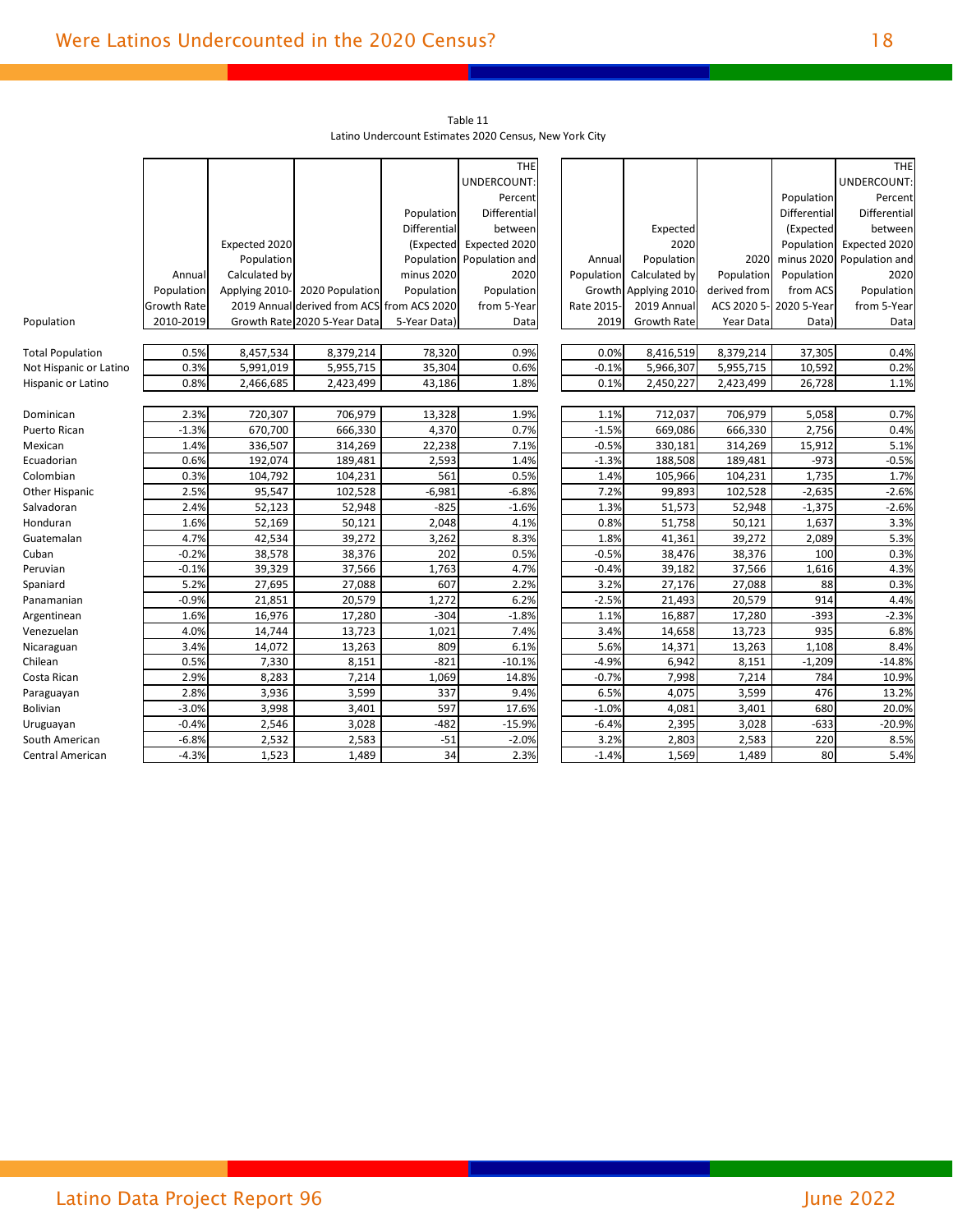Table 11
Latino Undercount Estimates 2020 Census, New York City

| Population | Annual Population Growth Rate 2010-2019 | Expected 2020 Population Calculated by Applying 2010-2019 Annual Growth Rate | 2020 Population derived from ACS 2020 5-Year Data | Population Differential (Expected Population minus 2020 Population from ACS 2020 5-Year Data) | THE UNDERCOUNT: Percent Differential between Expected 2020 Population and 2020 Population from 5-Year Data | Annual Population Growth Rate 2015-2019 | Expected 2020 Population Calculated by Applying 2010-2019 Annual Growth Rate | 2020 Population derived from ACS 2020 5-Year Data | Population Differential (Expected Population minus 2020 Population from ACS 2020 5-Year Data) | THE UNDERCOUNT: Percent Differential between Expected 2020 Population and 2020 Population from 5-Year Data |
|---|---|---|---|---|---|---|---|---|---|---|
| Total Population | 0.5% | 8,457,534 | 8,379,214 | 78,320 | 0.9% | 0.0% | 8,416,519 | 8,379,214 | 37,305 | 0.4% |
| Not Hispanic or Latino | 0.3% | 5,991,019 | 5,955,715 | 35,304 | 0.6% | -0.1% | 5,966,307 | 5,955,715 | 10,592 | 0.2% |
| Hispanic or Latino | 0.8% | 2,466,685 | 2,423,499 | 43,186 | 1.8% | 0.1% | 2,450,227 | 2,423,499 | 26,728 | 1.1% |
| Dominican | 2.3% | 720,307 | 706,979 | 13,328 | 1.9% | 1.1% | 712,037 | 706,979 | 5,058 | 0.7% |
| Puerto Rican | -1.3% | 670,700 | 666,330 | 4,370 | 0.7% | -1.5% | 669,086 | 666,330 | 2,756 | 0.4% |
| Mexican | 1.4% | 336,507 | 314,269 | 22,238 | 7.1% | -0.5% | 330,181 | 314,269 | 15,912 | 5.1% |
| Ecuadorian | 0.6% | 192,074 | 189,481 | 2,593 | 1.4% | -1.3% | 188,508 | 189,481 | -973 | -0.5% |
| Colombian | 0.3% | 104,792 | 104,231 | 561 | 0.5% | 1.4% | 105,966 | 104,231 | 1,735 | 1.7% |
| Other Hispanic | 2.5% | 95,547 | 102,528 | -6,981 | -6.8% | 7.2% | 99,893 | 102,528 | -2,635 | -2.6% |
| Salvadoran | 2.4% | 52,123 | 52,948 | -825 | -1.6% | 1.3% | 51,573 | 52,948 | -1,375 | -2.6% |
| Honduran | 1.6% | 52,169 | 50,121 | 2,048 | 4.1% | 0.8% | 51,758 | 50,121 | 1,637 | 3.3% |
| Guatemalan | 4.7% | 42,534 | 39,272 | 3,262 | 8.3% | 1.8% | 41,361 | 39,272 | 2,089 | 5.3% |
| Cuban | -0.2% | 38,578 | 38,376 | 202 | 0.5% | -0.5% | 38,476 | 38,376 | 100 | 0.3% |
| Peruvian | -0.1% | 39,329 | 37,566 | 1,763 | 4.7% | -0.4% | 39,182 | 37,566 | 1,616 | 4.3% |
| Spaniard | 5.2% | 27,695 | 27,088 | 607 | 2.2% | 3.2% | 27,176 | 27,088 | 88 | 0.3% |
| Panamanian | -0.9% | 21,851 | 20,579 | 1,272 | 6.2% | -2.5% | 21,493 | 20,579 | 914 | 4.4% |
| Argentinean | 1.6% | 16,976 | 17,280 | -304 | -1.8% | 1.1% | 16,887 | 17,280 | -393 | -2.3% |
| Venezuelan | 4.0% | 14,744 | 13,723 | 1,021 | 7.4% | 3.4% | 14,658 | 13,723 | 935 | 6.8% |
| Nicaraguan | 3.4% | 14,072 | 13,263 | 809 | 6.1% | 5.6% | 14,371 | 13,263 | 1,108 | 8.4% |
| Chilean | 0.5% | 7,330 | 8,151 | -821 | -10.1% | -4.9% | 6,942 | 8,151 | -1,209 | -14.8% |
| Costa Rican | 2.9% | 8,283 | 7,214 | 1,069 | 14.8% | -0.7% | 7,998 | 7,214 | 784 | 10.9% |
| Paraguayan | 2.8% | 3,936 | 3,599 | 337 | 9.4% | 6.5% | 4,075 | 3,599 | 476 | 13.2% |
| Bolivian | -3.0% | 3,998 | 3,401 | 597 | 17.6% | -1.0% | 4,081 | 3,401 | 680 | 20.0% |
| Uruguayan | -0.4% | 2,546 | 3,028 | -482 | -15.9% | -6.4% | 2,395 | 3,028 | -633 | -20.9% |
| South American | -6.8% | 2,532 | 2,583 | -51 | -2.0% | 3.2% | 2,803 | 2,583 | 220 | 8.5% |
| Central American | -4.3% | 1,523 | 1,489 | 34 | 2.3% | -1.4% | 1,569 | 1,489 | 80 | 5.4% |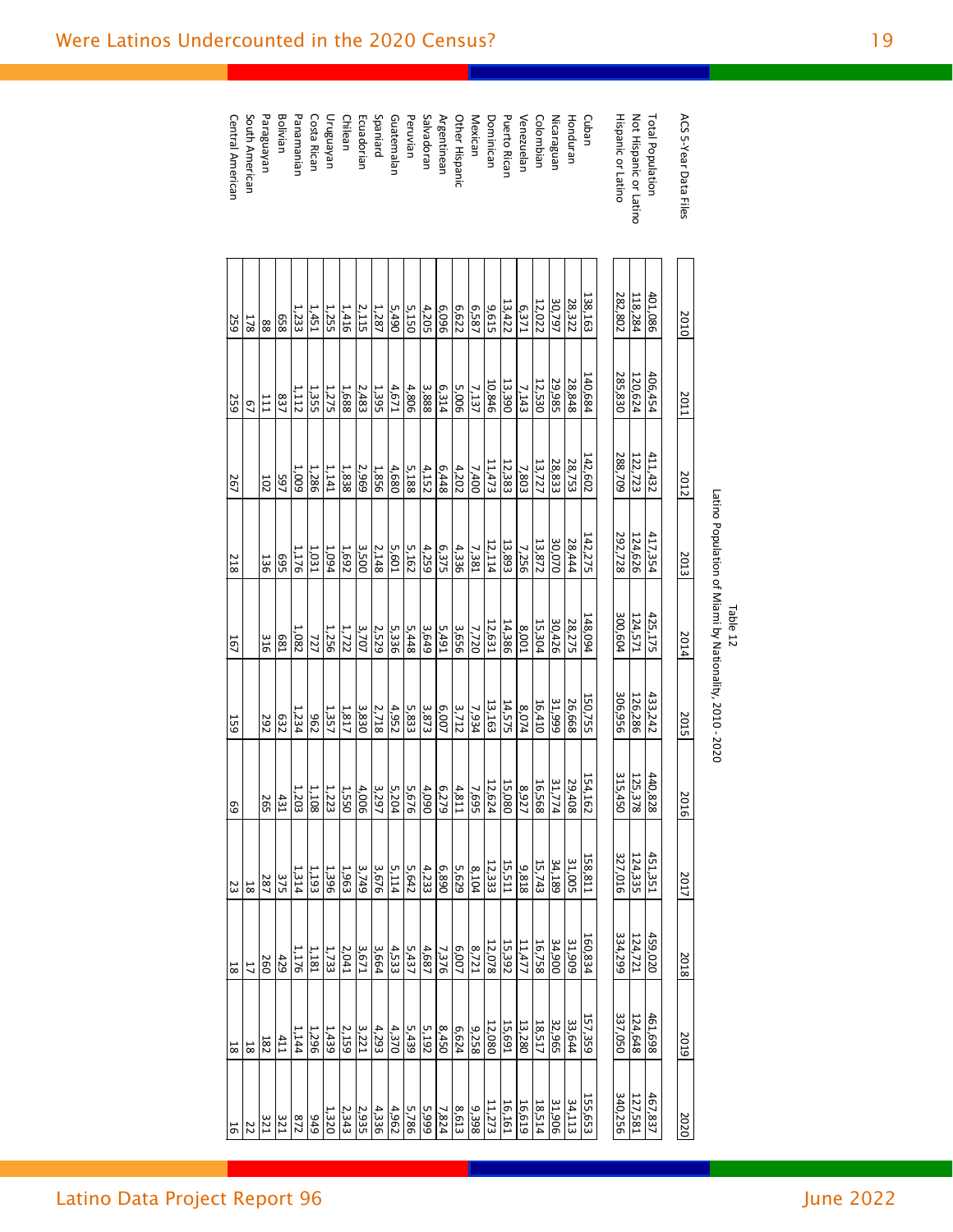Table 12

Latino Population of Miami by Nationality, 2010 - 2020

| ACS 5-Year Data Files | 2010 | 2011 | 2012 | 2013 | 2014 | 2015 | 2016 | 2017 | 2018 | 2019 | 2020 |
|---|---|---|---|---|---|---|---|---|---|---|---|
| Total Population | 401,086 | 406,454 | 411,432 | 417,354 | 425,175 | 433,242 | 440,828 | 451,351 | 459,020 | 461,698 | 467,837 |
| Not Hispanic or Latino | 118,284 | 120,624 | 122,723 | 124,626 | 124,571 | 126,286 | 125,378 | 124,335 | 124,721 | 124,648 | 127,581 |
| Hispanic or Latino | 282,802 | 285,830 | 288,709 | 292,728 | 300,604 | 306,956 | 315,450 | 327,016 | 334,299 | 337,050 | 340,256 |
| | | | | | | | | | | | |
| Cuban | 138,163 | 140,684 | 142,602 | 142,275 | 148,094 | 150,755 | 154,162 | 158,811 | 160,834 | 157,359 | 155,653 |
| Honduran | 28,322 | 28,848 | 28,753 | 28,444 | 28,275 | 26,668 | 29,408 | 31,005 | 31,909 | 33,644 | 34,113 |
| Nicaraguan | 30,797 | 29,985 | 28,833 | 30,070 | 30,426 | 31,999 | 31,774 | 34,189 | 34,900 | 32,965 | 31,906 |
| Colombian | 12,022 | 12,530 | 13,727 | 13,872 | 15,304 | 16,410 | 16,568 | 15,743 | 16,758 | 18,517 | 18,514 |
| Venezuelan | 6,371 | 7,143 | 7,803 | 7,256 | 8,001 | 8,074 | 8,927 | 9,818 | 11,477 | 13,280 | 16,619 |
| Puerto Rican | 13,422 | 13,390 | 12,383 | 13,893 | 14,386 | 14,575 | 15,080 | 15,511 | 15,392 | 15,691 | 16,161 |
| Dominican | 9,615 | 10,846 | 11,473 | 12,114 | 12,631 | 13,163 | 12,624 | 12,333 | 12,078 | 12,080 | 11,273 |
| Mexican | 6,587 | 7,137 | 7,400 | 7,381 | 7,720 | 7,934 | 7,695 | 8,104 | 8,721 | 9,258 | 9,398 |
| Other Hispanic | 6,622 | 5,006 | 4,202 | 4,336 | 3,656 | 3,712 | 4,811 | 5,629 | 6,007 | 6,624 | 8,613 |
| Argentinean | 6,096 | 6,314 | 6,448 | 6,375 | 5,491 | 6,007 | 6,279 | 6,890 | 7,376 | 8,450 | 7,824 |
| Salvadoran | 4,205 | 3,888 | 4,152 | 4,259 | 3,649 | 3,873 | 4,090 | 4,233 | 4,687 | 5,192 | 5,999 |
| Peruvian | 5,150 | 4,806 | 5,188 | 5,162 | 5,448 | 5,833 | 5,676 | 5,642 | 5,437 | 5,439 | 5,786 |
| Guatemalan | 5,490 | 4,671 | 4,680 | 5,601 | 5,336 | 4,952 | 5,204 | 5,114 | 4,533 | 4,370 | 4,962 |
| Spaniard | 1,287 | 1,395 | 1,856 | 2,148 | 2,529 | 2,718 | 3,297 | 3,676 | 3,664 | 4,293 | 4,336 |
| Ecuadorian | 2,115 | 2,483 | 2,969 | 3,500 | 3,707 | 3,830 | 4,006 | 3,749 | 3,671 | 3,221 | 2,935 |
| Chilean | 1,416 | 1,688 | 1,838 | 1,692 | 1,722 | 1,817 | 1,550 | 1,963 | 2,041 | 2,159 | 2,343 |
| Uruguayan | 1,255 | 1,275 | 1,141 | 1,094 | 1,256 | 1,357 | 1,223 | 1,396 | 1,733 | 1,439 | 1,320 |
| Costa Rican | 1,451 | 1,355 | 1,286 | 1,031 | 727 | 962 | 1,108 | 1,193 | 1,181 | 1,296 | 949 |
| Panamanian | 1,233 | 1,112 | 1,009 | 1,176 | 1,082 | 1,234 | 1,203 | 1,314 | 1,176 | 1,144 | 872 |
| Bolivian | 658 | 837 | 597 | 695 | 681 | 632 | 431 | 375 | 429 | 411 | 321 |
| Paraguayan | 88 | 111 | 102 | 136 | 316 | 292 | 265 | 287 | 260 | 182 | 321 |
| South American | 178 | 67 | | | | | | 18 | 17 | 18 | 22 |
| Central American | 259 | 259 | 267 | 218 | 167 | 159 | 69 | 23 | 18 | 18 | 16 |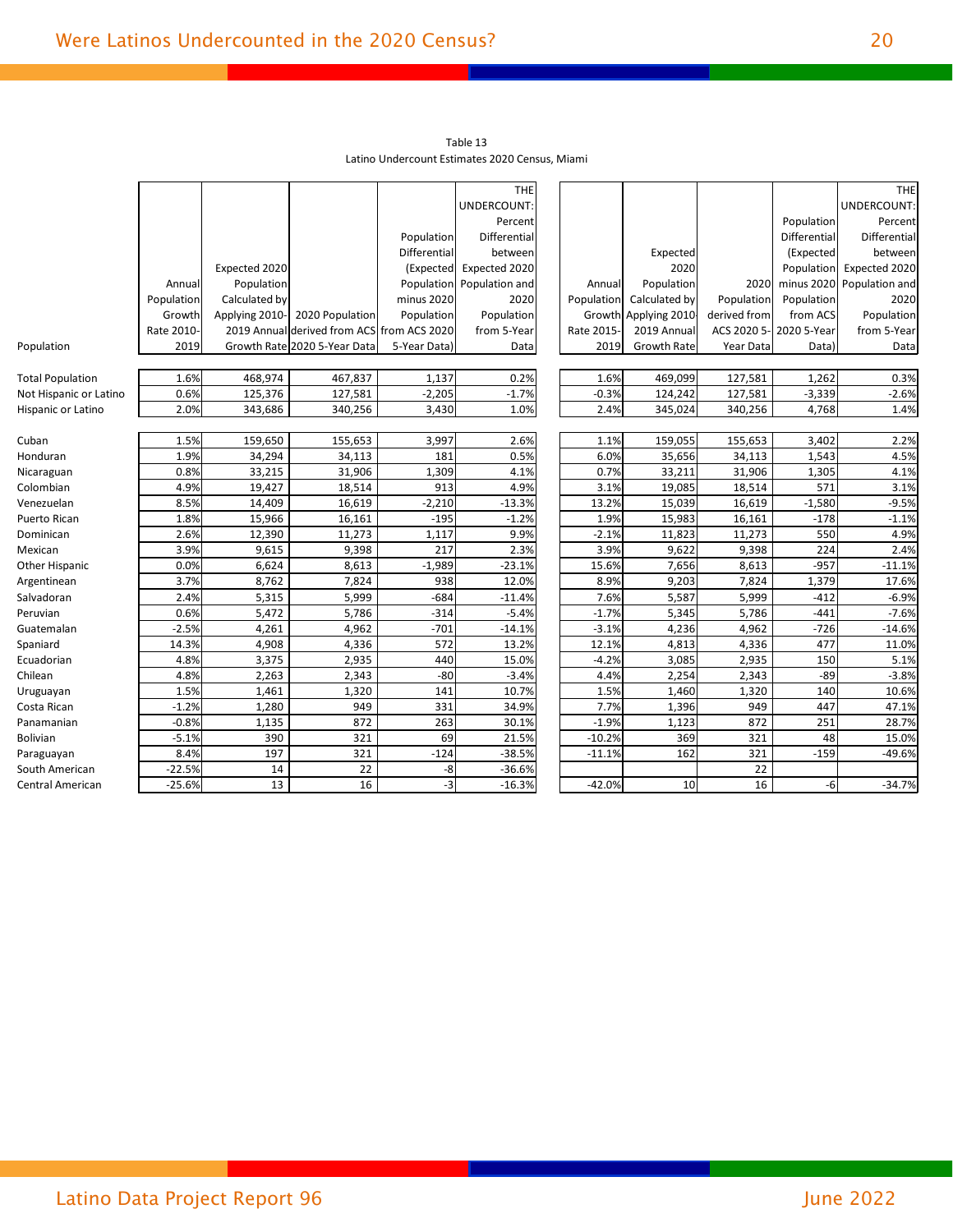Table 13

Latino Undercount Estimates 2020 Census, Miami

| Population | Annual Population Growth Rate 2010-2019 | Expected 2020 Population Calculated by Applying 2010-2019 Annual Growth Rate | 2020 Population derived from ACS 2020 5-Year Data | Population Differential (Expected Population minus 2020 Population from ACS 2020 5-Year Data) | THE UNDERCOUNT: Percent Differential between Expected 2020 Population and 2020 Population from 5-Year Data | Annual Population Growth Rate 2015-2019 | Expected 2020 Population Calculated by Applying 2010-2019 Annual Growth Rate | 2020 Population derived from ACS 2020 5-Year Data | Population Differential (Expected Population minus 2020 Population from ACS 2020 5-Year Data) | THE UNDERCOUNT: Percent Differential between Expected 2020 Population and 2020 Population from 5-Year Data |
|---|---|---|---|---|---|---|---|---|---|---|
| Total Population | 1.6% | 468,974 | 467,837 | 1,137 | 0.2% | 1.6% | 469,099 | 127,581 | 1,262 | 0.3% |
| Not Hispanic or Latino | 0.6% | 125,376 | 127,581 | -2,205 | -1.7% | -0.3% | 124,242 | 127,581 | -3,339 | -2.6% |
| Hispanic or Latino | 2.0% | 343,686 | 340,256 | 3,430 | 1.0% | 2.4% | 345,024 | 340,256 | 4,768 | 1.4% |
| | | | | | | | | | | |
| Cuban | 1.5% | 159,650 | 155,653 | 3,997 | 2.6% | 1.1% | 159,055 | 155,653 | 3,402 | 2.2% |
| Honduran | 1.9% | 34,294 | 34,113 | 181 | 0.5% | 6.0% | 35,656 | 34,113 | 1,543 | 4.5% |
| Nicaraguan | 0.8% | 33,215 | 31,906 | 1,309 | 4.1% | 0.7% | 33,211 | 31,906 | 1,305 | 4.1% |
| Colombian | 4.9% | 19,427 | 18,514 | 913 | 4.9% | 3.1% | 19,085 | 18,514 | 571 | 3.1% |
| Venezuelan | 8.5% | 14,409 | 16,619 | -2,210 | -13.3% | 13.2% | 15,039 | 16,619 | -1,580 | -9.5% |
| Puerto Rican | 1.8% | 15,966 | 16,161 | -195 | -1.2% | 1.9% | 15,983 | 16,161 | -178 | -1.1% |
| Dominican | 2.6% | 12,390 | 11,273 | 1,117 | 9.9% | -2.1% | 11,823 | 11,273 | 550 | 4.9% |
| Mexican | 3.9% | 9,615 | 9,398 | 217 | 2.3% | 3.9% | 9,622 | 9,398 | 224 | 2.4% |
| Other Hispanic | 0.0% | 6,624 | 8,613 | -1,989 | -23.1% | 15.6% | 7,656 | 8,613 | -957 | -11.1% |
| Argentinean | 3.7% | 8,762 | 7,824 | 938 | 12.0% | 8.9% | 9,203 | 7,824 | 1,379 | 17.6% |
| Salvadoran | 2.4% | 5,315 | 5,999 | -684 | -11.4% | 7.6% | 5,587 | 5,999 | -412 | -6.9% |
| Peruvian | 0.6% | 5,472 | 5,786 | -314 | -5.4% | -1.7% | 5,345 | 5,786 | -441 | -7.6% |
| Guatemalan | -2.5% | 4,261 | 4,962 | -701 | -14.1% | -3.1% | 4,236 | 4,962 | -726 | -14.6% |
| Spaniard | 14.3% | 4,908 | 4,336 | 572 | 13.2% | 12.1% | 4,813 | 4,336 | 477 | 11.0% |
| Ecuadorian | 4.8% | 3,375 | 2,935 | 440 | 15.0% | -4.2% | 3,085 | 2,935 | 150 | 5.1% |
| Chilean | 4.8% | 2,263 | 2,343 | -80 | -3.4% | 4.4% | 2,254 | 2,343 | -89 | -3.8% |
| Uruguayan | 1.5% | 1,461 | 1,320 | 141 | 10.7% | 1.5% | 1,460 | 1,320 | 140 | 10.6% |
| Costa Rican | -1.2% | 1,280 | 949 | 331 | 34.9% | 7.7% | 1,396 | 949 | 447 | 47.1% |
| Panamanian | -0.8% | 1,135 | 872 | 263 | 30.1% | -1.9% | 1,123 | 872 | 251 | 28.7% |
| Bolivian | -5.1% | 390 | 321 | 69 | 21.5% | -10.2% | 369 | 321 | 48 | 15.0% |
| Paraguayan | 8.4% | 197 | 321 | -124 | -38.5% | -11.1% | 162 | 321 | -159 | -49.6% |
| South American | -22.5% | 14 | 22 | -8 | -36.6% | | | 22 | | |
| Central American | -25.6% | 13 | 16 | -3 | -16.3% | -42.0% | 10 | 16 | -6 | -34.7% |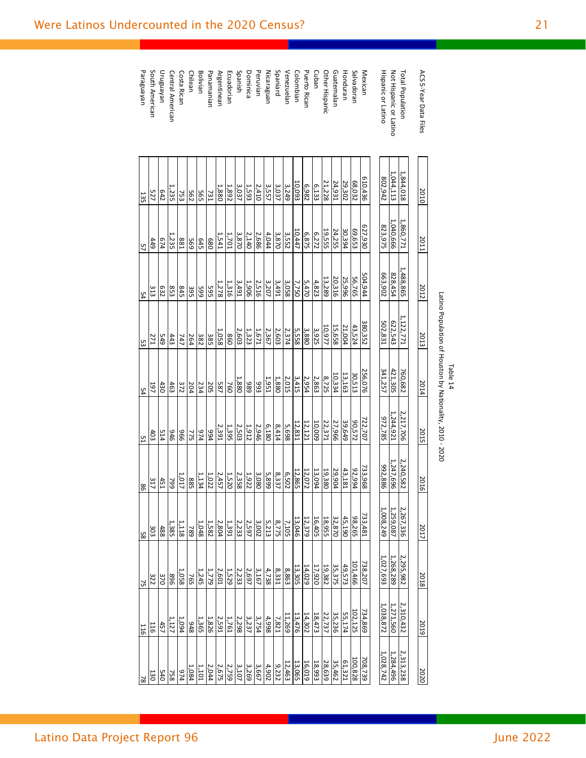Table 14

Latino Population of Houston by Nationality, 2010 - 2020

| ACS 5-Year Data Files | 2010 | 2011 | 2012 | 2013 | 2014 | 2015 | 2016 | 2017 | 2018 | 2019 | 2020 |
|---|---|---|---|---|---|---|---|---|---|---|---|
| Total Population | 1,844,018 | 1,860,771 | 1,488,865 | 1,122,771 | 760,682 | 2,217,706 | 2,240,582 | 2,267,336 | 2,295,982 | 2,310,432 | 2,313,238 |
| Not Hispanic or Latino | 1,044,113 | 1,040,666 | 828,454 | 622,543 | 421,305 | 1,244,921 | 1,247,696 | 1,259,087 | 1,268,289 | 1,271,560 | 1,284,496 |
| Hispanic or Latino | 802,942 | 823,975 | 663,902 | 502,831 | 341,257 | 972,785 | 992,886 | 1,008,249 | 1,027,693 | 1,038,872 | 1,028,742 |
| | | | | | | | | | | | |
| Mexican | 610,436 | 627,930 | 504,944 | 380,352 | 256,076 | 722,707 | 733,968 | 733,481 | 738,207 | 734,869 | 708,739 |
| Salvadoran | 68,032 | 69,653 | 56,765 | 43,524 | 30,513 | 90,572 | 92,994 | 98,265 | 101,466 | 102,125 | 100,828 |
| Honduran | 29,302 | 30,394 | 25,996 | 21,004 | 13,163 | 39,649 | 43,181 | 45,190 | 49,573 | 55,174 | 61,321 |
| Guatemalan | 24,931 | 24,255 | 20,316 | 15,658 | 10,334 | 27,966 | 29,904 | 32,870 | 35,375 | 35,236 | 35,462 |
| Other Hispanic | 21,228 | 19,555 | 13,289 | 10,977 | 8,725 | 22,371 | 19,380 | 18,955 | 19,382 | 22,737 | 28,639 |
| Cuban | 6,133 | 6,272 | 4,823 | 3,925 | 2,863 | 10,009 | 13,094 | 16,405 | 17,920 | 18,473 | 18,993 |
| Puerto Rican | 6,982 | 6,875 | 5,470 | 3,880 | 2,954 | 12,121 | 12,072 | 12,379 | 14,029 | 14,302 | 16,019 |
| Colombian | 10,093 | 10,447 | 7,750 | 5,558 | 3,415 | 12,831 | 12,865 | 13,046 | 13,305 | 13,476 | 13,065 |
| Venezuelan | 3,249 | 3,552 | 3,058 | 2,374 | 2,015 | 5,698 | 6,502 | 7,105 | 8,863 | 11,269 | 12,463 |
| Spaniard | 3,037 | 3,870 | 3,491 | 2,603 | 1,880 | 8,414 | 8,337 | 8,775 | 8,331 | 7,821 | 9,232 |
| Nicaraguan | 3,557 | 4,044 | 3,207 | 2,367 | 1,951 | 6,180 | 5,899 | 5,213 | 4,738 | 4,998 | 4,902 |
| Peruvian | 2,410 | 2,686 | 2,516 | 1,671 | 993 | 2,946 | 3,080 | 3,002 | 3,167 | 3,754 | 3,667 |
| Dominica | 1,593 | 2,140 | 1,906 | 1,323 | 989 | 1,912 | 1,922 | 2,597 | 2,697 | 3,237 | 3,269 |
| Spanish | 3,037 | 3,870 | 3,491 | 2,603 | 1,880 | 2,503 | 2,358 | 2,233 | 2,233 | 2,298 | 3,107 |
| Ecuadorian | 1,892 | 1,701 | 1,316 | 860 | 760 | 1,395 | 1,520 | 1,391 | 1,529 | 1,761 | 2,759 |
| Argentinean | 1,880 | 1,541 | 1,278 | 1,058 | 587 | 2,391 | 2,457 | 2,804 | 2,601 | 2,591 | 2,675 |
| Panamanian | 731 | 680 | 595 | 385 | 205 | 994 | 1,022 | 1,582 | 1,779 | 1,826 | 2,044 |
| Bolivian | 565 | 645 | 599 | 382 | 234 | 974 | 1,134 | 1,048 | 1,245 | 1,365 | 1,101 |
| Chilean | 562 | 569 | 395 | 264 | 204 | 775 | 885 | 789 | 765 | 948 | 1,084 |
| Costa Rican | 753 | 881 | 845 | 747 | 372 | 966 | 1,017 | 1,118 | 1,058 | 1,094 | 974 |
| Central American | 1,235 | 1,235 | 853 | 443 | 463 | 946 | 799 | 1,385 | 896 | 1,127 | 758 |
| Uruguayan | 642 | 674 | 632 | 549 | 430 | 514 | 451 | 488 | 370 | 457 | 540 |
| South American | 527 | 449 | 313 | 271 | 197 | 403 | 317 | 303 | 322 | 116 | 130 |
| Paraguayan | 135 | 57 | 54 | 53 | 54 | 51 | 86 | 58 | 75 | 116 | 78 |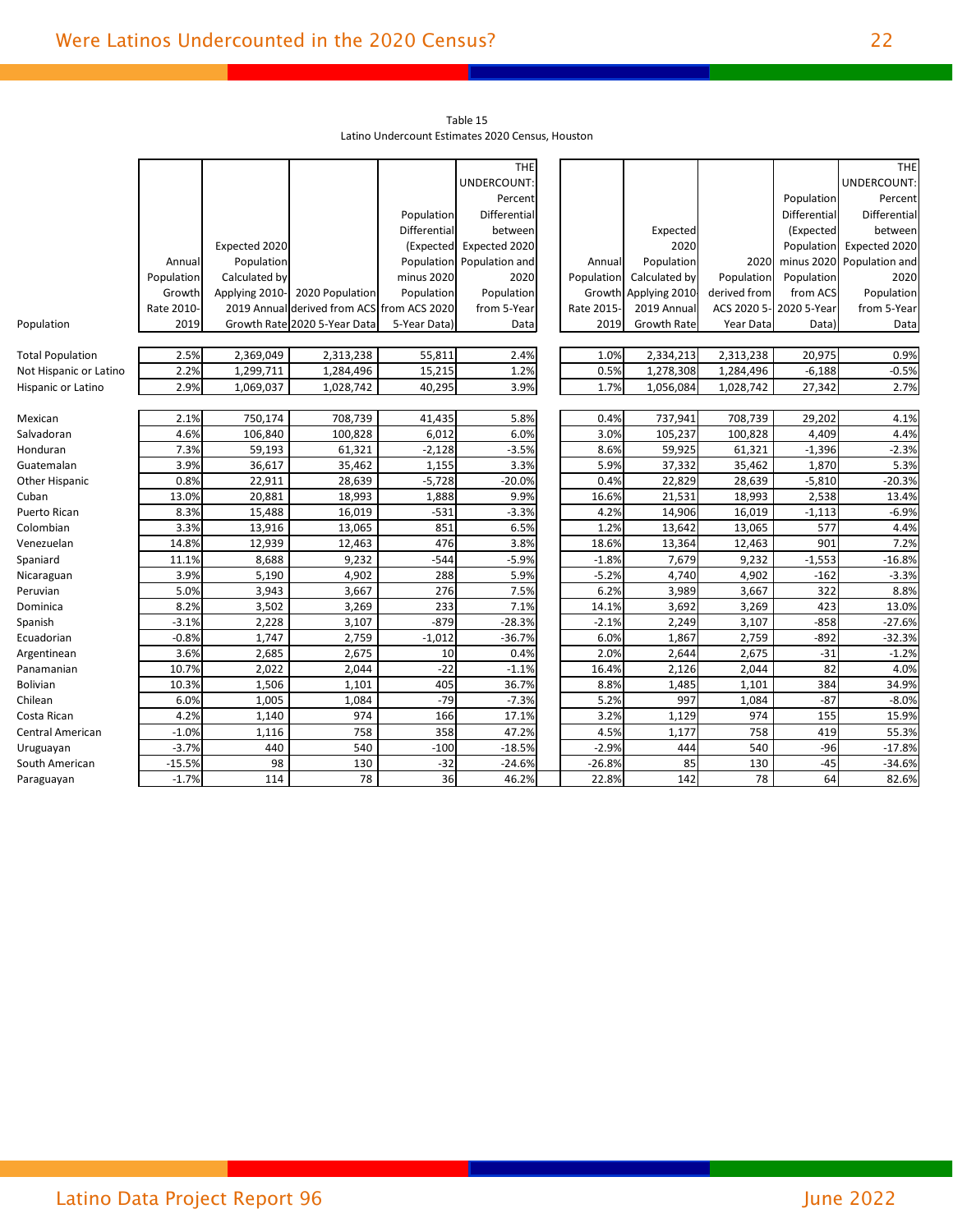Table 15
Latino Undercount Estimates 2020 Census, Houston

| Population | Annual Population Growth Rate 2010-2019 | Expected 2020 Population Calculated by Applying 2010-2019 Annual Growth Rate | 2020 Population derived from ACS 2020 5-Year Data | Population Differential (Expected Population minus 2020 Population from ACS 2020 5-Year Data) | THE UNDERCOUNT: Percent Differential between Expected 2020 Population and 2020 Population from 5-Year Data | Annual Population Growth Rate 2015-2019 | Expected 2020 Population Calculated by Applying 2010-2019 Annual Growth Rate | 2020 Population derived from ACS 2020 5-Year Data | Population Differential (Expected Population minus 2020 Population from ACS 2020 5-Year Data) | THE UNDERCOUNT: Percent Differential between Expected 2020 Population and 2020 Population from 5-Year Data |
|---|---|---|---|---|---|---|---|---|---|---|
| Total Population | 2.5% | 2,369,049 | 2,313,238 | 55,811 | 2.4% | 1.0% | 2,334,213 | 2,313,238 | 20,975 | 0.9% |
| Not Hispanic or Latino | 2.2% | 1,299,711 | 1,284,496 | 15,215 | 1.2% | 0.5% | 1,278,308 | 1,284,496 | -6,188 | -0.5% |
| Hispanic or Latino | 2.9% | 1,069,037 | 1,028,742 | 40,295 | 3.9% | 1.7% | 1,056,084 | 1,028,742 | 27,342 | 2.7% |
| Mexican | 2.1% | 750,174 | 708,739 | 41,435 | 5.8% | 0.4% | 737,941 | 708,739 | 29,202 | 4.1% |
| Salvadoran | 4.6% | 106,840 | 100,828 | 6,012 | 6.0% | 3.0% | 105,237 | 100,828 | 4,409 | 4.4% |
| Honduran | 7.3% | 59,193 | 61,321 | -2,128 | -3.5% | 8.6% | 59,925 | 61,321 | -1,396 | -2.3% |
| Guatemalan | 3.9% | 36,617 | 35,462 | 1,155 | 3.3% | 5.9% | 37,332 | 35,462 | 1,870 | 5.3% |
| Other Hispanic | 0.8% | 22,911 | 28,639 | -5,728 | -20.0% | 0.4% | 22,829 | 28,639 | -5,810 | -20.3% |
| Cuban | 13.0% | 20,881 | 18,993 | 1,888 | 9.9% | 16.6% | 21,531 | 18,993 | 2,538 | 13.4% |
| Puerto Rican | 8.3% | 15,488 | 16,019 | -531 | -3.3% | 4.2% | 14,906 | 16,019 | -1,113 | -6.9% |
| Colombian | 3.3% | 13,916 | 13,065 | 851 | 6.5% | 1.2% | 13,642 | 13,065 | 577 | 4.4% |
| Venezuelan | 14.8% | 12,939 | 12,463 | 476 | 3.8% | 18.6% | 13,364 | 12,463 | 901 | 7.2% |
| Spaniard | 11.1% | 8,688 | 9,232 | -544 | -5.9% | -1.8% | 7,679 | 9,232 | -1,553 | -16.8% |
| Nicaraguan | 3.9% | 5,190 | 4,902 | 288 | 5.9% | -5.2% | 4,740 | 4,902 | -162 | -3.3% |
| Peruvian | 5.0% | 3,943 | 3,667 | 276 | 7.5% | 6.2% | 3,989 | 3,667 | 322 | 8.8% |
| Dominica | 8.2% | 3,502 | 3,269 | 233 | 7.1% | 14.1% | 3,692 | 3,269 | 423 | 13.0% |
| Spanish | -3.1% | 2,228 | 3,107 | -879 | -28.3% | -2.1% | 2,249 | 3,107 | -858 | -27.6% |
| Ecuadorian | -0.8% | 1,747 | 2,759 | -1,012 | -36.7% | 6.0% | 1,867 | 2,759 | -892 | -32.3% |
| Argentinean | 3.6% | 2,685 | 2,675 | 10 | 0.4% | 2.0% | 2,644 | 2,675 | -31 | -1.2% |
| Panamanian | 10.7% | 2,022 | 2,044 | -22 | -1.1% | 16.4% | 2,126 | 2,044 | 82 | 4.0% |
| Bolivian | 10.3% | 1,506 | 1,101 | 405 | 36.7% | 8.8% | 1,485 | 1,101 | 384 | 34.9% |
| Chilean | 6.0% | 1,005 | 1,084 | -79 | -7.3% | 5.2% | 997 | 1,084 | -87 | -8.0% |
| Costa Rican | 4.2% | 1,140 | 974 | 166 | 17.1% | 3.2% | 1,129 | 974 | 155 | 15.9% |
| Central American | -1.0% | 1,116 | 758 | 358 | 47.2% | 4.5% | 1,177 | 758 | 419 | 55.3% |
| Uruguayan | -3.7% | 440 | 540 | -100 | -18.5% | -2.9% | 444 | 540 | -96 | -17.8% |
| South American | -15.5% | 98 | 130 | -32 | -24.6% | -26.8% | 85 | 130 | -45 | -34.6% |
| Paraguayan | -1.7% | 114 | 78 | 36 | 46.2% | 22.8% | 142 | 78 | 64 | 82.6% |